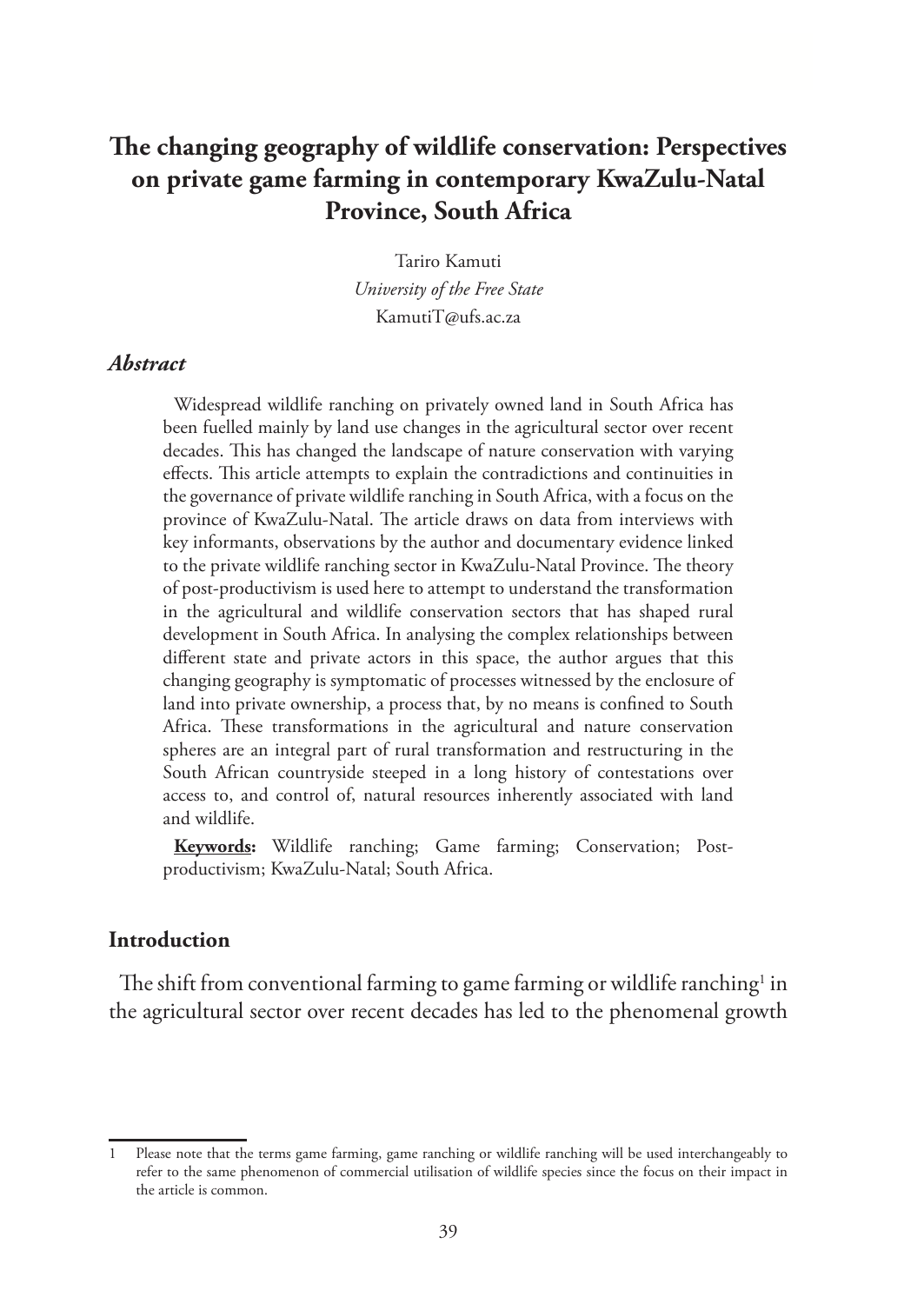# The changing geography of wildlife conservation: Perspectives on private game farming in contemporary KwaZulu-Natal Province, South Africa

Tariro Kamuti
*University of the Free State*
KamutiT@ufs.ac.za

### *Abstract*

Widespread wildlife ranching on privately owned land in South Africa has been fuelled mainly by land use changes in the agricultural sector over recent decades. This has changed the landscape of nature conservation with varying effects. This article attempts to explain the contradictions and continuities in the governance of private wildlife ranching in South Africa, with a focus on the province of KwaZulu-Natal. The article draws on data from interviews with key informants, observations by the author and documentary evidence linked to the private wildlife ranching sector in KwaZulu-Natal Province. The theory of post-productivism is used here to attempt to understand the transformation in the agricultural and wildlife conservation sectors that has shaped rural development in South Africa. In analysing the complex relationships between different state and private actors in this space, the author argues that this changing geography is symptomatic of processes witnessed by the enclosure of land into private ownership, a process that, by no means is confined to South Africa. These transformations in the agricultural and nature conservation spheres are an integral part of rural transformation and restructuring in the South African countryside steeped in a long history of contestations over access to, and control of, natural resources inherently associated with land and wildlife.

**Keywords:** Wildlife ranching; Game farming; Conservation; Post-productivism; KwaZulu-Natal; South Africa.

## Introduction

The shift from conventional farming to game farming or wildlife ranching[1] in the agricultural sector over recent decades has led to the phenomenal growth

---

1 Please note that the terms game farming, game ranching or wildlife ranching will be used interchangeably to refer to the same phenomenon of commercial utilisation of wildlife species since the focus on their impact in the article is common.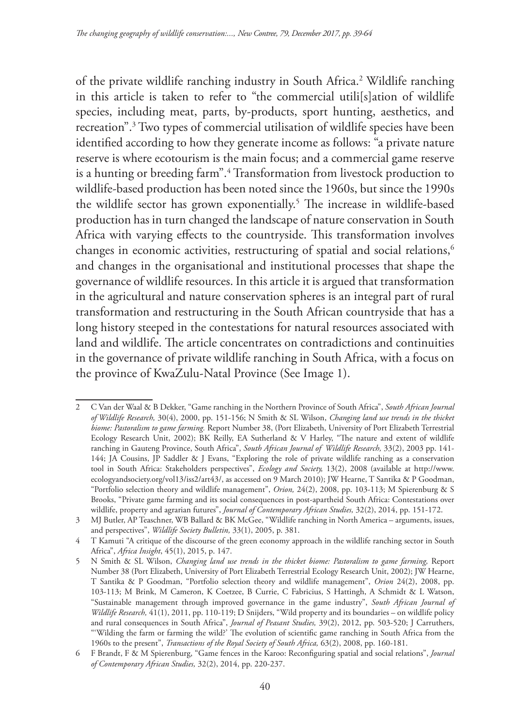of the private wildlife ranching industry in South Africa.[2] Wildlife ranching in this article is taken to refer to "the commercial utili[s]ation of wildlife species, including meat, parts, by-products, sport hunting, aesthetics, and recreation".[3] Two types of commercial utilisation of wildlife species have been identified according to how they generate income as follows: "a private nature reserve is where ecotourism is the main focus; and a commercial game reserve is a hunting or breeding farm".[4] Transformation from livestock production to wildlife-based production has been noted since the 1960s, but since the 1990s the wildlife sector has grown exponentially.[5] The increase in wildlife-based production has in turn changed the landscape of nature conservation in South Africa with varying effects to the countryside. This transformation involves changes in economic activities, restructuring of spatial and social relations,[6] and changes in the organisational and institutional processes that shape the governance of wildlife resources. In this article it is argued that transformation in the agricultural and nature conservation spheres is an integral part of rural transformation and restructuring in the South African countryside that has a long history steeped in the contestations for natural resources associated with land and wildlife. The article concentrates on contradictions and continuities in the governance of private wildlife ranching in South Africa, with a focus on the province of KwaZulu-Natal Province (See Image 1).

---

2 C Van der Waal & B Dekker, "Game ranching in the Northern Province of South Africa", *South African Journal of Wildlife Research,* 30(4), 2000, pp. 151-156; N Smith & SL Wilson, *Changing land use trends in the thicket biome: Pastoralism to game farming.* Report Number 38, (Port Elizabeth, University of Port Elizabeth Terrestrial Ecology Research Unit, 2002); BK Reilly, EA Sutherland & V Harley, "The nature and extent of wildlife ranching in Gauteng Province, South Africa", *South African Journal of Wildlife Research,* 33(2), 2003 pp. 141-144; JA Cousins, JP Saddler & J Evans, "Exploring the role of private wildlife ranching as a conservation tool in South Africa: Stakeholders perspectives", *Ecology and Society,* 13(2), 2008 (available at http://www.ecologyandsociety.org/vol13/iss2/art43/, as accessed on 9 March 2010); JW Hearne, T Santika & P Goodman, "Portfolio selection theory and wildlife management", *Orion,* 24(2), 2008, pp. 103-113; M Spierenburg & S Brooks, "Private game farming and its social consequences in post-apartheid South Africa: Contestations over wildlife, property and agrarian futures", *Journal of Contemporary African Studies,* 32(2), 2014, pp. 151-172.

3 MJ Butler, AP Teaschner, WB Ballard & BK McGee, "Wildlife ranching in North America – arguments, issues, and perspectives", *Wildlife Society Bulletin,* 33(1), 2005, p. 381.

4 T Kamuti "A critique of the discourse of the green economy approach in the wildlife ranching sector in South Africa", *Africa Insight*, 45(1), 2015, p. 147.

5 N Smith & SL Wilson, *Changing land use trends in the thicket biome: Pastoralism to game farming,* Report Number 38 (Port Elizabeth, University of Port Elizabeth Terrestrial Ecology Research Unit, 2002); JW Hearne, T Santika & P Goodman, "Portfolio selection theory and wildlife management", *Orion* 24(2), 2008, pp. 103-113; M Brink, M Cameron, K Coetzee, B Currie, C Fabricius, S Hattingh, A Schmidt & L Watson, "Sustainable management through improved governance in the game industry", *South African Journal of Wildlife Research,* 41(1), 2011, pp. 110-119; D Snijders, "Wild property and its boundaries – on wildlife policy and rural consequences in South Africa", *Journal of Peasant Studies,* 39(2), 2012, pp. 503-520; J Carruthers, "'Wilding the farm or farming the wild?' The evolution of scientific game ranching in South Africa from the 1960s to the present", *Transactions of the Royal Society of South Africa,* 63(2), 2008, pp. 160-181.

6 F Brandt, F & M Spierenburg, "Game fences in the Karoo: Reconfiguring spatial and social relations", *Journal of Contemporary African Studies,* 32(2), 2014, pp. 220-237.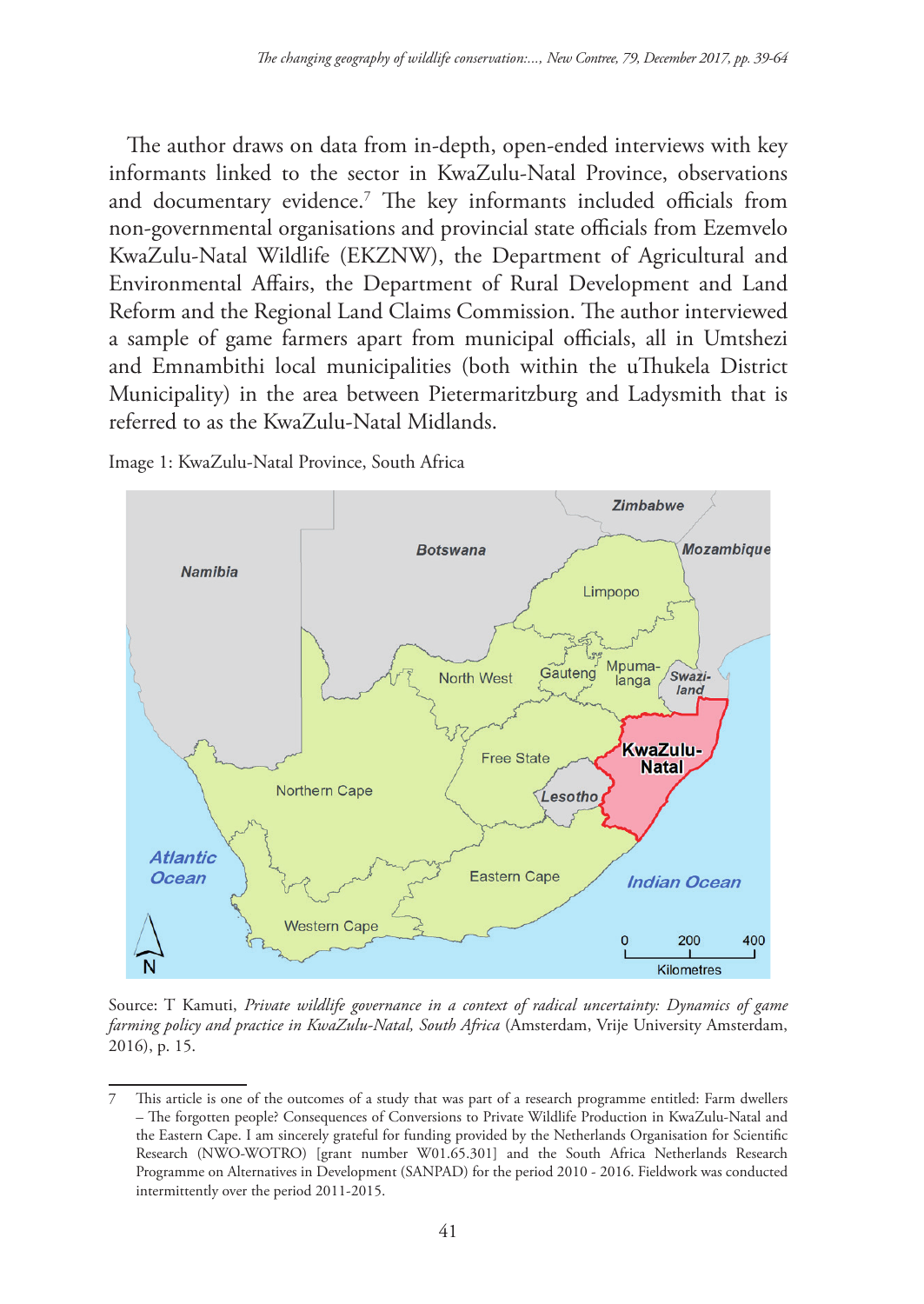The author draws on data from in-depth, open-ended interviews with key informants linked to the sector in KwaZulu-Natal Province, observations and documentary evidence.[7] The key informants included officials from non-governmental organisations and provincial state officials from Ezemvelo KwaZulu-Natal Wildlife (EKZNW), the Department of Agricultural and Environmental Affairs, the Department of Rural Development and Land Reform and the Regional Land Claims Commission. The author interviewed a sample of game farmers apart from municipal officials, all in Umtshezi and Emnambithi local municipalities (both within the uThukela District Municipality) in the area between Pietermaritzburg and Ladysmith that is referred to as the KwaZulu-Natal Midlands.

Image 1: KwaZulu-Natal Province, South Africa

Source: T Kamuti, *Private wildlife governance in a context of radical uncertainty: Dynamics of game farming policy and practice in KwaZulu-Natal, South Africa* (Amsterdam, Vrije University Amsterdam, 2016), p. 15.

---

7 This article is one of the outcomes of a study that was part of a research programme entitled: Farm dwellers – The forgotten people? Consequences of Conversions to Private Wildlife Production in KwaZulu-Natal and the Eastern Cape. I am sincerely grateful for funding provided by the Netherlands Organisation for Scientific Research (NWO-WOTRO) [grant number W01.65.301] and the South Africa Netherlands Research Programme on Alternatives in Development (SANPAD) for the period 2010 - 2016. Fieldwork was conducted intermittently over the period 2011-2015.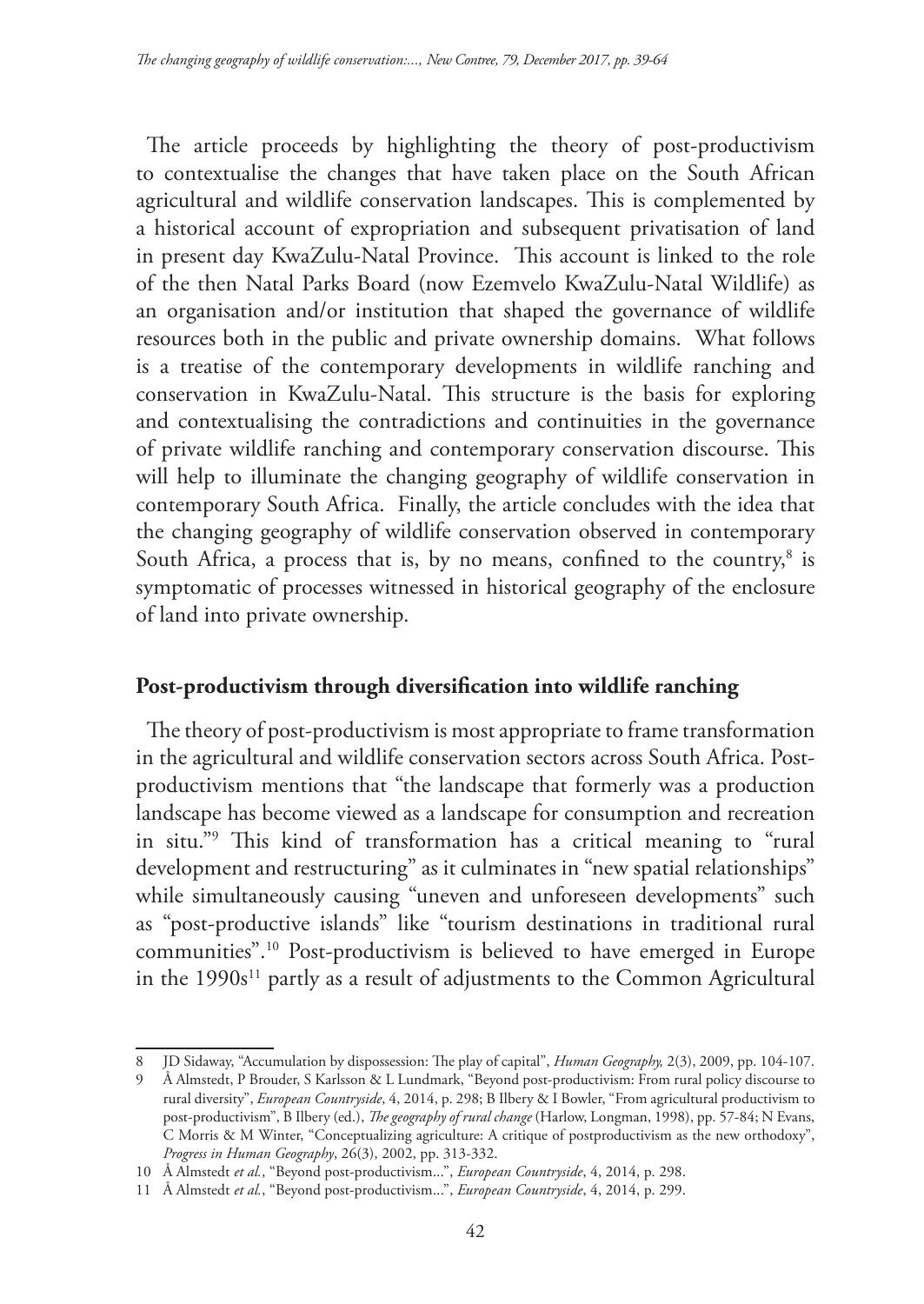The article proceeds by highlighting the theory of post-productivism to contextualise the changes that have taken place on the South African agricultural and wildlife conservation landscapes. This is complemented by a historical account of expropriation and subsequent privatisation of land in present day KwaZulu-Natal Province. This account is linked to the role of the then Natal Parks Board (now Ezemvelo KwaZulu-Natal Wildlife) as an organisation and/or institution that shaped the governance of wildlife resources both in the public and private ownership domains. What follows is a treatise of the contemporary developments in wildlife ranching and conservation in KwaZulu-Natal. This structure is the basis for exploring and contextualising the contradictions and continuities in the governance of private wildlife ranching and contemporary conservation discourse. This will help to illuminate the changing geography of wildlife conservation in contemporary South Africa. Finally, the article concludes with the idea that the changing geography of wildlife conservation observed in contemporary South Africa, a process that is, by no means, confined to the country,[8] is symptomatic of processes witnessed in historical geography of the enclosure of land into private ownership.

## Post-productivism through diversification into wildlife ranching

The theory of post-productivism is most appropriate to frame transformation in the agricultural and wildlife conservation sectors across South Africa. Post-productivism mentions that "the landscape that formerly was a production landscape has become viewed as a landscape for consumption and recreation in situ."[9] This kind of transformation has a critical meaning to "rural development and restructuring" as it culminates in "new spatial relationships" while simultaneously causing "uneven and unforeseen developments" such as "post-productive islands" like "tourism destinations in traditional rural communities".[10] Post-productivism is believed to have emerged in Europe in the 1990s[11] partly as a result of adjustments to the Common Agricultural

---

8 JD Sidaway, "Accumulation by dispossession: The play of capital", *Human Geography,* 2(3), 2009, pp. 104-107.

9 Å Almstedt, P Brouder, S Karlsson & L Lundmark, "Beyond post-productivism: From rural policy discourse to rural diversity", *European Countryside*, 4, 2014, p. 298; B Ilbery & I Bowler, "From agricultural productivism to post-productivism", B Ilbery (ed.), *The geography of rural change* (Harlow, Longman, 1998), pp. 57-84; N Evans, C Morris & M Winter, "Conceptualizing agriculture: A critique of postproductivism as the new orthodoxy", *Progress in Human Geography*, 26(3), 2002, pp. 313-332.

10 Å Almstedt *et al.*, "Beyond post-productivism...", *European Countryside*, 4, 2014, p. 298.

11 Å Almstedt *et al.*, "Beyond post-productivism...", *European Countryside*, 4, 2014, p. 299.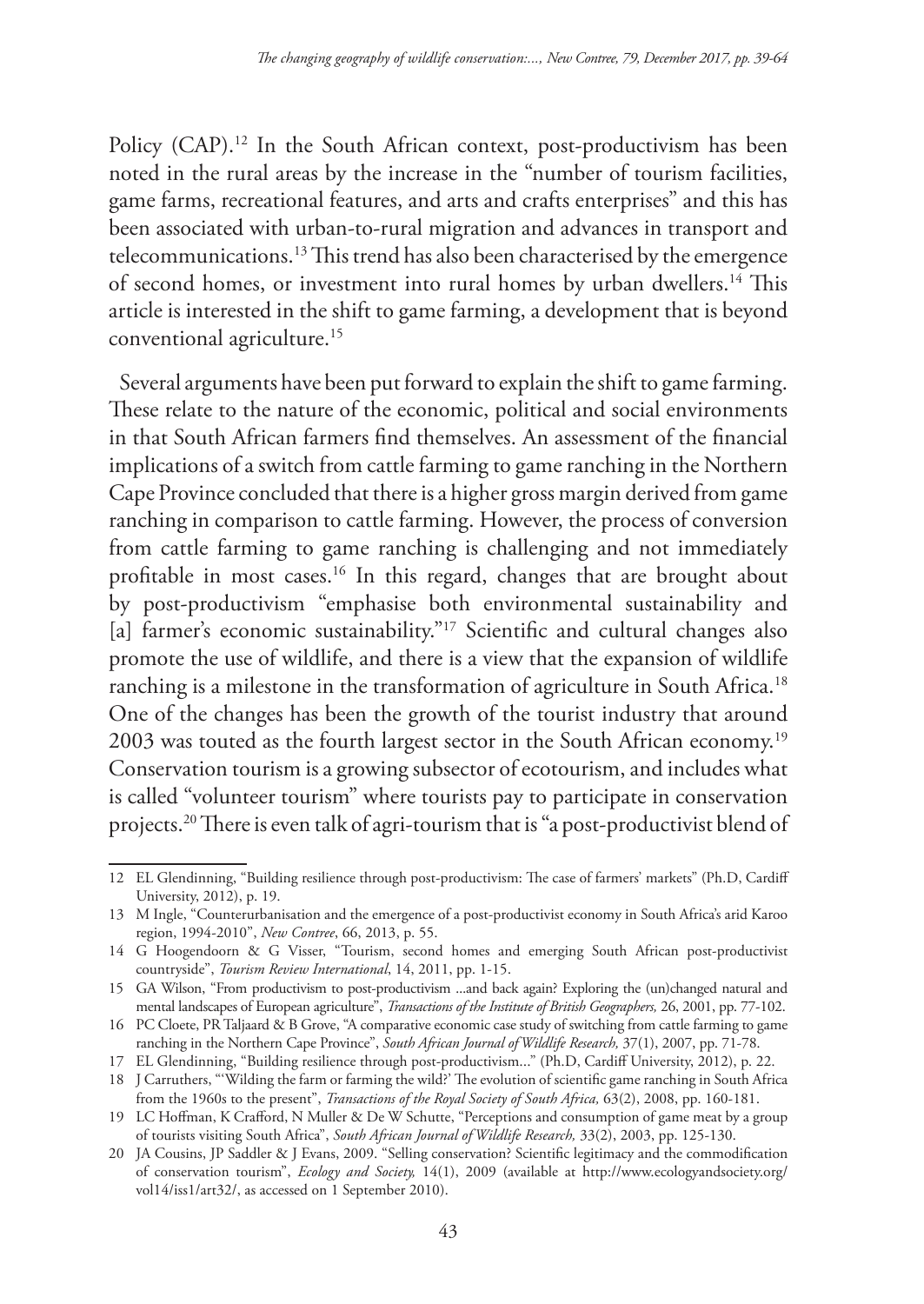Policy (CAP).[12] In the South African context, post-productivism has been noted in the rural areas by the increase in the "number of tourism facilities, game farms, recreational features, and arts and crafts enterprises" and this has been associated with urban-to-rural migration and advances in transport and telecommunications.[13] This trend has also been characterised by the emergence of second homes, or investment into rural homes by urban dwellers.[14] This article is interested in the shift to game farming, a development that is beyond conventional agriculture.[15]

Several arguments have been put forward to explain the shift to game farming. These relate to the nature of the economic, political and social environments in that South African farmers find themselves. An assessment of the financial implications of a switch from cattle farming to game ranching in the Northern Cape Province concluded that there is a higher gross margin derived from game ranching in comparison to cattle farming. However, the process of conversion from cattle farming to game ranching is challenging and not immediately profitable in most cases.[16] In this regard, changes that are brought about by post-productivism "emphasise both environmental sustainability and [a] farmer's economic sustainability."[17] Scientific and cultural changes also promote the use of wildlife, and there is a view that the expansion of wildlife ranching is a milestone in the transformation of agriculture in South Africa.[18] One of the changes has been the growth of the tourist industry that around 2003 was touted as the fourth largest sector in the South African economy.[19] Conservation tourism is a growing subsector of ecotourism, and includes what is called "volunteer tourism" where tourists pay to participate in conservation projects.[20] There is even talk of agri-tourism that is "a post-productivist blend of

---

12 EL Glendinning, "Building resilience through post-productivism: The case of farmers' markets" (Ph.D, Cardiff University, 2012), p. 19.

13 M Ingle, "Counterurbanisation and the emergence of a post-productivist economy in South Africa's arid Karoo region, 1994-2010", *New Contree*, 66, 2013, p. 55.

14 G Hoogendoorn & G Visser, "Tourism, second homes and emerging South African post-productivist countryside", *Tourism Review International*, 14, 2011, pp. 1-15.

15 GA Wilson, "From productivism to post-productivism ...and back again? Exploring the (un)changed natural and mental landscapes of European agriculture", *Transactions of the Institute of British Geographers,* 26, 2001, pp. 77-102.

16 PC Cloete, PR Taljaard & B Grove, "A comparative economic case study of switching from cattle farming to game ranching in the Northern Cape Province", *South African Journal of Wildlife Research,* 37(1), 2007, pp. 71-78.

17 EL Glendinning, "Building resilience through post-productivism..." (Ph.D, Cardiff University, 2012), p. 22.

18 J Carruthers, "'Wilding the farm or farming the wild?' The evolution of scientific game ranching in South Africa from the 1960s to the present", *Transactions of the Royal Society of South Africa,* 63(2), 2008, pp. 160-181.

19 LC Hoffman, K Crafford, N Muller & De W Schutte, "Perceptions and consumption of game meat by a group of tourists visiting South Africa", *South African Journal of Wildlife Research,* 33(2), 2003, pp. 125-130.

20 JA Cousins, JP Saddler & J Evans, 2009. "Selling conservation? Scientific legitimacy and the commodification of conservation tourism", *Ecology and Society,* 14(1), 2009 (available at http://www.ecologyandsociety.org/vol14/iss1/art32/, as accessed on 1 September 2010).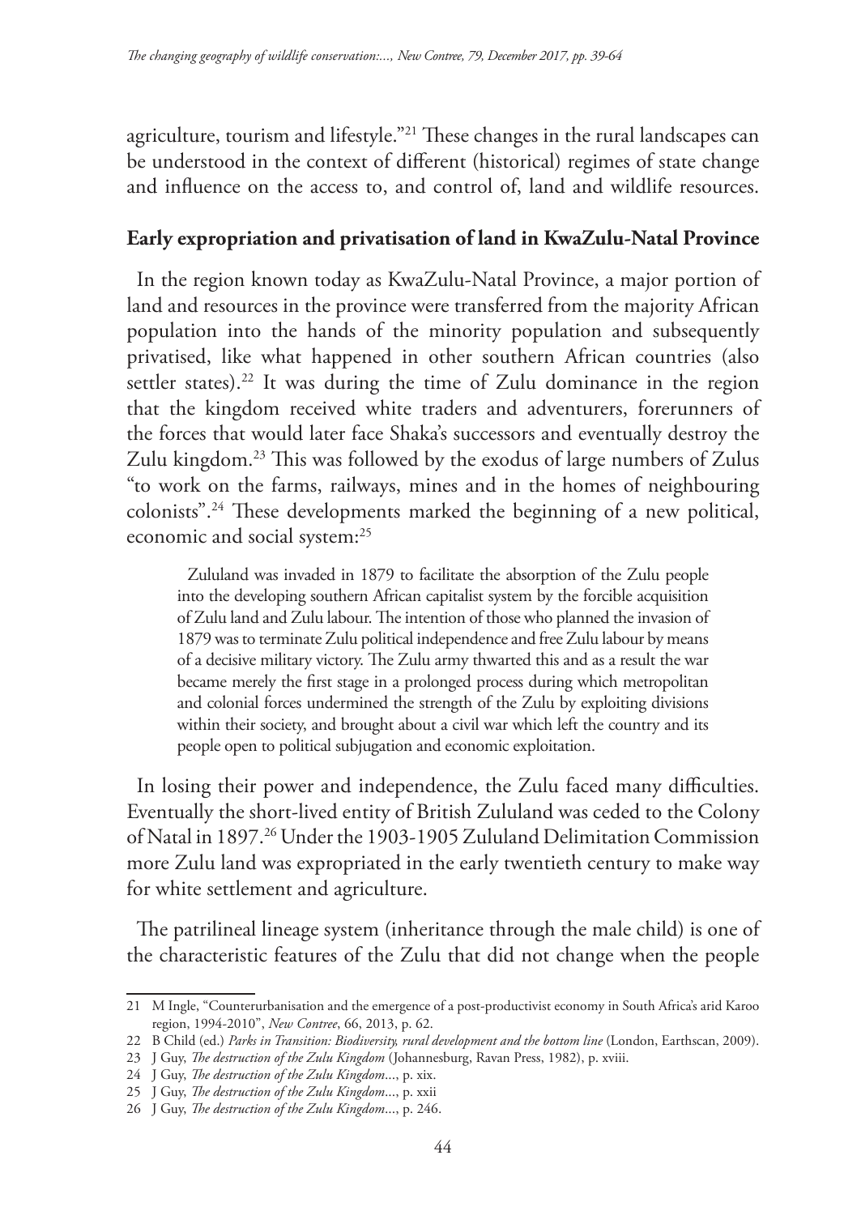agriculture, tourism and lifestyle."[21] These changes in the rural landscapes can be understood in the context of different (historical) regimes of state change and influence on the access to, and control of, land and wildlife resources.

## Early expropriation and privatisation of land in KwaZulu-Natal Province

In the region known today as KwaZulu-Natal Province, a major portion of land and resources in the province were transferred from the majority African population into the hands of the minority population and subsequently privatised, like what happened in other southern African countries (also settler states).[22] It was during the time of Zulu dominance in the region that the kingdom received white traders and adventurers, forerunners of the forces that would later face Shaka's successors and eventually destroy the Zulu kingdom.[23] This was followed by the exodus of large numbers of Zulus "to work on the farms, railways, mines and in the homes of neighbouring colonists".[24] These developments marked the beginning of a new political, economic and social system:[25]

> Zululand was invaded in 1879 to facilitate the absorption of the Zulu people into the developing southern African capitalist system by the forcible acquisition of Zulu land and Zulu labour. The intention of those who planned the invasion of 1879 was to terminate Zulu political independence and free Zulu labour by means of a decisive military victory. The Zulu army thwarted this and as a result the war became merely the first stage in a prolonged process during which metropolitan and colonial forces undermined the strength of the Zulu by exploiting divisions within their society, and brought about a civil war which left the country and its people open to political subjugation and economic exploitation.

In losing their power and independence, the Zulu faced many difficulties. Eventually the short-lived entity of British Zululand was ceded to the Colony of Natal in 1897.[26] Under the 1903-1905 Zululand Delimitation Commission more Zulu land was expropriated in the early twentieth century to make way for white settlement and agriculture.

The patrilineal lineage system (inheritance through the male child) is one of the characteristic features of the Zulu that did not change when the people

---

21 M Ingle, "Counterurbanisation and the emergence of a post-productivist economy in South Africa's arid Karoo region, 1994-2010", *New Contree*, 66, 2013, p. 62.

22 B Child (ed.) *Parks in Transition: Biodiversity, rural development and the bottom line* (London, Earthscan, 2009).

23 J Guy, *The destruction of the Zulu Kingdom* (Johannesburg, Ravan Press, 1982), p. xviii.

24 J Guy, *The destruction of the Zulu Kingdom*..., p. xix.

25 J Guy, *The destruction of the Zulu Kingdom*..., p. xxii

26 J Guy, *The destruction of the Zulu Kingdom*..., p. 246.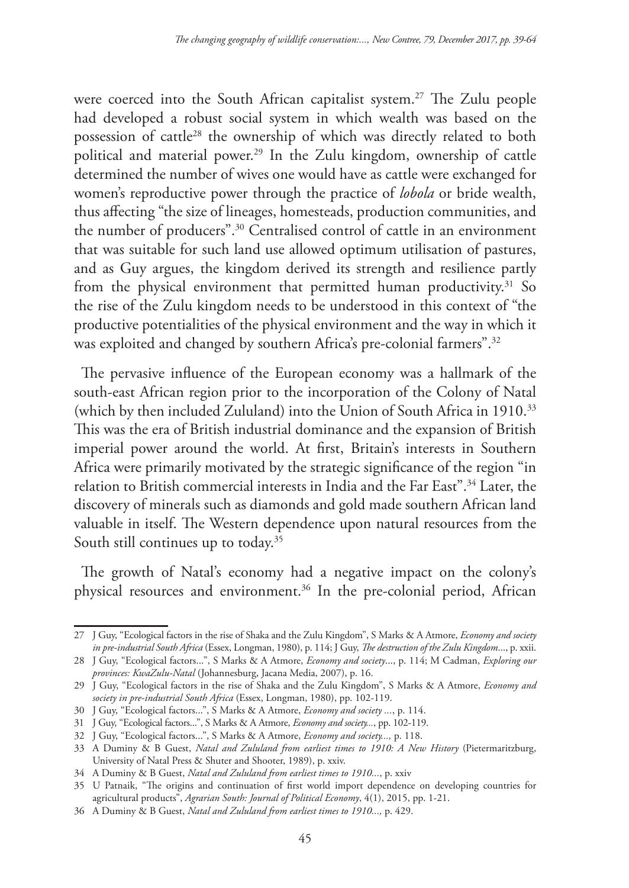were coerced into the South African capitalist system.[27] The Zulu people had developed a robust social system in which wealth was based on the possession of cattle[28] the ownership of which was directly related to both political and material power.[29] In the Zulu kingdom, ownership of cattle determined the number of wives one would have as cattle were exchanged for women's reproductive power through the practice of *lobola* or bride wealth, thus affecting "the size of lineages, homesteads, production communities, and the number of producers".[30] Centralised control of cattle in an environment that was suitable for such land use allowed optimum utilisation of pastures, and as Guy argues, the kingdom derived its strength and resilience partly from the physical environment that permitted human productivity.[31] So the rise of the Zulu kingdom needs to be understood in this context of "the productive potentialities of the physical environment and the way in which it was exploited and changed by southern Africa's pre-colonial farmers".[32]

The pervasive influence of the European economy was a hallmark of the south-east African region prior to the incorporation of the Colony of Natal (which by then included Zululand) into the Union of South Africa in 1910.[33] This was the era of British industrial dominance and the expansion of British imperial power around the world. At first, Britain's interests in Southern Africa were primarily motivated by the strategic significance of the region "in relation to British commercial interests in India and the Far East".[34] Later, the discovery of minerals such as diamonds and gold made southern African land valuable in itself. The Western dependence upon natural resources from the South still continues up to today.[35]

The growth of Natal's economy had a negative impact on the colony's physical resources and environment.[36] In the pre-colonial period, African

---

27 J Guy, "Ecological factors in the rise of Shaka and the Zulu Kingdom", S Marks & A Atmore, *Economy and society in pre-industrial South Africa* (Essex, Longman, 1980), p. 114; J Guy, *The destruction of the Zulu Kingdom*..., p. xxii.

28 J Guy, "Ecological factors...", S Marks & A Atmore, *Economy and society*..., p. 114; M Cadman, *Exploring our provinces: KwaZulu-Natal* (Johannesburg, Jacana Media, 2007), p. 16.

29 J Guy, "Ecological factors in the rise of Shaka and the Zulu Kingdom", S Marks & A Atmore, *Economy and society in pre-industrial South Africa* (Essex, Longman, 1980), pp. 102-119.

30 J Guy, "Ecological factors...", S Marks & A Atmore, *Economy and society* ..., p. 114.

31 J Guy, "Ecological factors...", S Marks & A Atmore, *Economy and society*..., pp. 102-119.

32 J Guy, "Ecological factors...", S Marks & A Atmore, *Economy and society...,* p. 118.

33 A Duminy & B Guest, *Natal and Zululand from earliest times to 1910: A New History* (Pietermaritzburg, University of Natal Press & Shuter and Shooter, 1989), p. xxiv.

34 A Duminy & B Guest, *Natal and Zululand from earliest times to 1910...*, p. xxiv

35 U Patnaik, "The origins and continuation of first world import dependence on developing countries for agricultural products", *Agrarian South: Journal of Political Economy*, 4(1), 2015, pp. 1-21.

36 A Duminy & B Guest, *Natal and Zululand from earliest times to 1910...,* p. 429.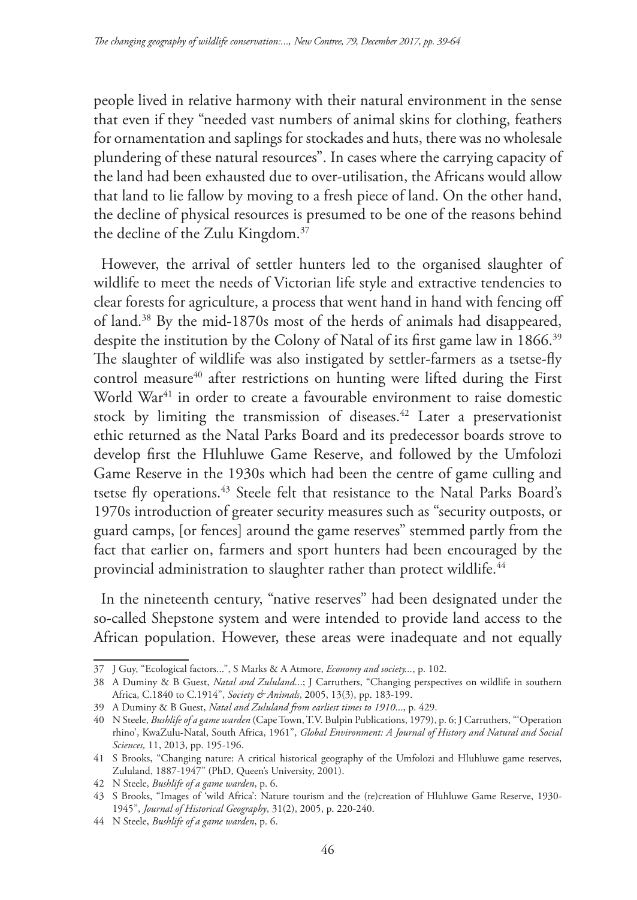people lived in relative harmony with their natural environment in the sense that even if they "needed vast numbers of animal skins for clothing, feathers for ornamentation and saplings for stockades and huts, there was no wholesale plundering of these natural resources". In cases where the carrying capacity of the land had been exhausted due to over-utilisation, the Africans would allow that land to lie fallow by moving to a fresh piece of land. On the other hand, the decline of physical resources is presumed to be one of the reasons behind the decline of the Zulu Kingdom.[37]

However, the arrival of settler hunters led to the organised slaughter of wildlife to meet the needs of Victorian life style and extractive tendencies to clear forests for agriculture, a process that went hand in hand with fencing off of land.[38] By the mid-1870s most of the herds of animals had disappeared, despite the institution by the Colony of Natal of its first game law in 1866.[39] The slaughter of wildlife was also instigated by settler-farmers as a tsetse-fly control measure[40] after restrictions on hunting were lifted during the First World War[41] in order to create a favourable environment to raise domestic stock by limiting the transmission of diseases.[42] Later a preservationist ethic returned as the Natal Parks Board and its predecessor boards strove to develop first the Hluhluwe Game Reserve, and followed by the Umfolozi Game Reserve in the 1930s which had been the centre of game culling and tsetse fly operations.[43] Steele felt that resistance to the Natal Parks Board's 1970s introduction of greater security measures such as "security outposts, or guard camps, [or fences] around the game reserves" stemmed partly from the fact that earlier on, farmers and sport hunters had been encouraged by the provincial administration to slaughter rather than protect wildlife.[44]

In the nineteenth century, "native reserves" had been designated under the so-called Shepstone system and were intended to provide land access to the African population. However, these areas were inadequate and not equally

---

37 J Guy, "Ecological factors...", S Marks & A Atmore, *Economy and society...*, p. 102.

38 A Duminy & B Guest, *Natal and Zululand...*; J Carruthers, "Changing perspectives on wildlife in southern Africa, C.1840 to C.1914", *Society & Animals*, 2005, 13(3), pp. 183-199.

39 A Duminy & B Guest, *Natal and Zululand from earliest times to 1910...*, p. 429.

40 N Steele, *Bushlife of a game warden* (Cape Town, T.V. Bulpin Publications, 1979), p. 6; J Carruthers, "'Operation rhino', KwaZulu-Natal, South Africa, 1961", *Global Environment: A Journal of History and Natural and Social Sciences,* 11, 2013, pp. 195-196.

41 S Brooks, "Changing nature: A critical historical geography of the Umfolozi and Hluhluwe game reserves, Zululand, 1887-1947" (PhD, Queen's University, 2001).

42 N Steele, *Bushlife of a game warden*, p. 6.

43 S Brooks, "Images of 'wild Africa': Nature tourism and the (re)creation of Hluhluwe Game Reserve, 1930-1945", *Journal of Historical Geography*, 31(2), 2005, p. 220-240.

44 N Steele, *Bushlife of a game warden*, p. 6.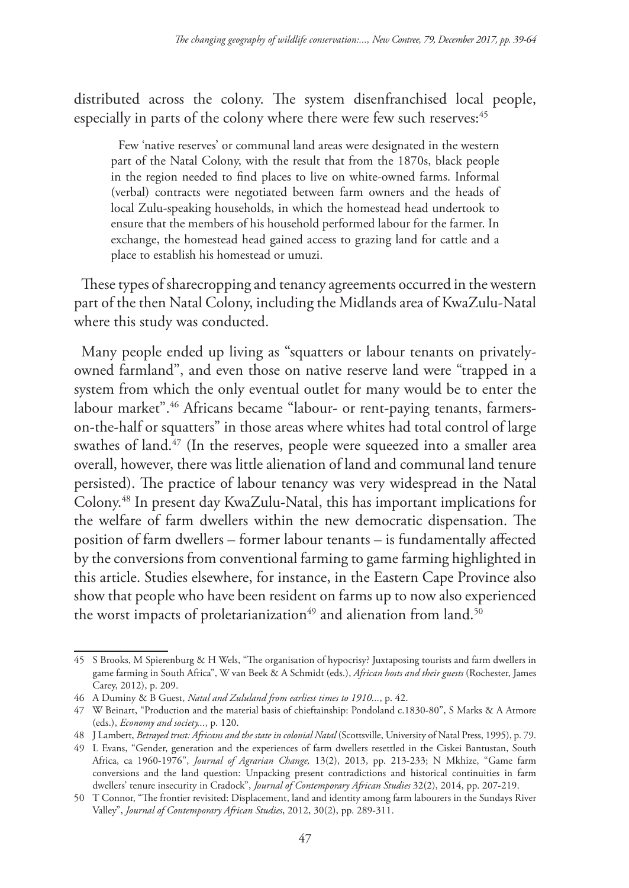distributed across the colony. The system disenfranchised local people, especially in parts of the colony where there were few such reserves:[45]

> Few 'native reserves' or communal land areas were designated in the western part of the Natal Colony, with the result that from the 1870s, black people in the region needed to find places to live on white-owned farms. Informal (verbal) contracts were negotiated between farm owners and the heads of local Zulu-speaking households, in which the homestead head undertook to ensure that the members of his household performed labour for the farmer. In exchange, the homestead head gained access to grazing land for cattle and a place to establish his homestead or umuzi.

These types of sharecropping and tenancy agreements occurred in the western part of the then Natal Colony, including the Midlands area of KwaZulu-Natal where this study was conducted.

Many people ended up living as "squatters or labour tenants on privately-owned farmland", and even those on native reserve land were "trapped in a system from which the only eventual outlet for many would be to enter the labour market".[46] Africans became "labour- or rent-paying tenants, farmers-on-the-half or squatters" in those areas where whites had total control of large swathes of land.[47] (In the reserves, people were squeezed into a smaller area overall, however, there was little alienation of land and communal land tenure persisted). The practice of labour tenancy was very widespread in the Natal Colony.[48] In present day KwaZulu-Natal, this has important implications for the welfare of farm dwellers within the new democratic dispensation. The position of farm dwellers – former labour tenants – is fundamentally affected by the conversions from conventional farming to game farming highlighted in this article. Studies elsewhere, for instance, in the Eastern Cape Province also show that people who have been resident on farms up to now also experienced the worst impacts of proletarianization[49] and alienation from land.[50]

---

45 S Brooks, M Spierenburg & H Wels, "The organisation of hypocrisy? Juxtaposing tourists and farm dwellers in game farming in South Africa", W van Beek & A Schmidt (eds.), *African hosts and their guests* (Rochester, James Carey, 2012), p. 209.

46 A Duminy & B Guest, *Natal and Zululand from earliest times to 1910...*, p. 42.

47 W Beinart, "Production and the material basis of chieftainship: Pondoland c.1830-80", S Marks & A Atmore (eds.), *Economy and society...*, p. 120.

48 J Lambert, *Betrayed trust: Africans and the state in colonial Natal* (Scottsville, University of Natal Press, 1995), p. 79.

49 L Evans, "Gender, generation and the experiences of farm dwellers resettled in the Ciskei Bantustan, South Africa, ca 1960-1976", *Journal of Agrarian Change,* 13(2), 2013, pp. 213-233; N Mkhize, "Game farm conversions and the land question: Unpacking present contradictions and historical continuities in farm dwellers' tenure insecurity in Cradock", *Journal of Contemporary African Studies* 32(2), 2014, pp. 207-219.

50 T Connor, "The frontier revisited: Displacement, land and identity among farm labourers in the Sundays River Valley", *Journal of Contemporary African Studies*, 2012, 30(2), pp. 289-311.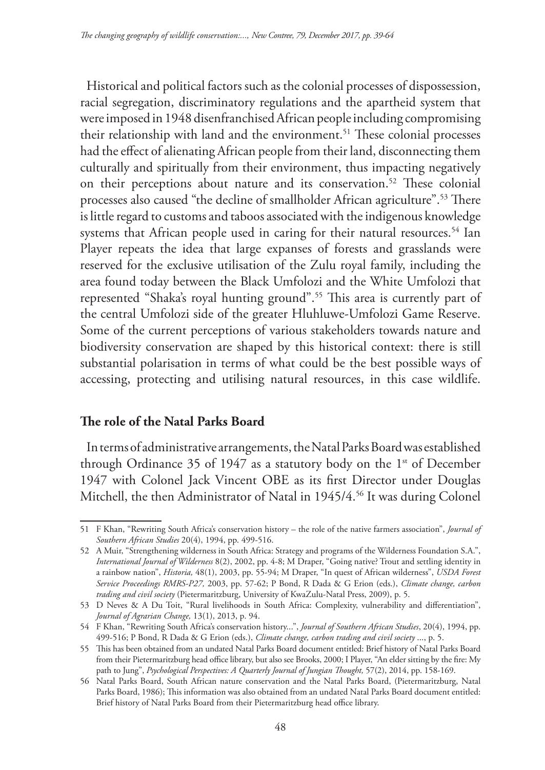Historical and political factors such as the colonial processes of dispossession, racial segregation, discriminatory regulations and the apartheid system that were imposed in 1948 disenfranchised African people including compromising their relationship with land and the environment.[51] These colonial processes had the effect of alienating African people from their land, disconnecting them culturally and spiritually from their environment, thus impacting negatively on their perceptions about nature and its conservation.[52] These colonial processes also caused "the decline of smallholder African agriculture".[53] There is little regard to customs and taboos associated with the indigenous knowledge systems that African people used in caring for their natural resources.[54] Ian Player repeats the idea that large expanses of forests and grasslands were reserved for the exclusive utilisation of the Zulu royal family, including the area found today between the Black Umfolozi and the White Umfolozi that represented "Shaka's royal hunting ground".[55] This area is currently part of the central Umfolozi side of the greater Hluhluwe-Umfolozi Game Reserve. Some of the current perceptions of various stakeholders towards nature and biodiversity conservation are shaped by this historical context: there is still substantial polarisation in terms of what could be the best possible ways of accessing, protecting and utilising natural resources, in this case wildlife.

## The role of the Natal Parks Board

In terms of administrative arrangements, the Natal Parks Board was established through Ordinance 35 of 1947 as a statutory body on the 1st of December 1947 with Colonel Jack Vincent OBE as its first Director under Douglas Mitchell, the then Administrator of Natal in 1945/4.[56] It was during Colonel

---

51 F Khan, "Rewriting South Africa's conservation history – the role of the native farmers association", *Journal of Southern African Studies* 20(4), 1994, pp. 499-516.

52 A Muir, "Strengthening wilderness in South Africa: Strategy and programs of the Wilderness Foundation S.A.", *International Journal of Wilderness* 8(2), 2002, pp. 4-8; M Draper, "Going native? Trout and settling identity in a rainbow nation", *Historia,* 48(1), 2003, pp. 55-94; M Draper, "In quest of African wilderness", *USDA Forest Service Proceedings RMRS-P27,* 2003, pp. 57-62; P Bond, R Dada & G Erion (eds.), *Climate change, carbon trading and civil society* (Pietermaritzburg, University of KwaZulu-Natal Press, 2009), p. 5.

53 D Neves & A Du Toit, "Rural livelihoods in South Africa: Complexity, vulnerability and differentiation", *Journal of Agrarian Change,* 13(1), 2013, p. 94.

54 F Khan, "Rewriting South Africa's conservation history...", *Journal of Southern African Studies*, 20(4), 1994, pp. 499-516; P Bond, R Dada & G Erion (eds.), *Climate change, carbon trading and civil society* ..., p. 5.

55 This has been obtained from an undated Natal Parks Board document entitled: Brief history of Natal Parks Board from their Pietermaritzburg head office library, but also see Brooks, 2000; I Player, "An elder sitting by the fire: My path to Jung", *Psychological Perspectives: A Quarterly Journal of Jungian Thought,* 57(2), 2014, pp. 158-169.

56 Natal Parks Board, South African nature conservation and the Natal Parks Board, (Pietermaritzburg, Natal Parks Board, 1986); This information was also obtained from an undated Natal Parks Board document entitled: Brief history of Natal Parks Board from their Pietermaritzburg head office library.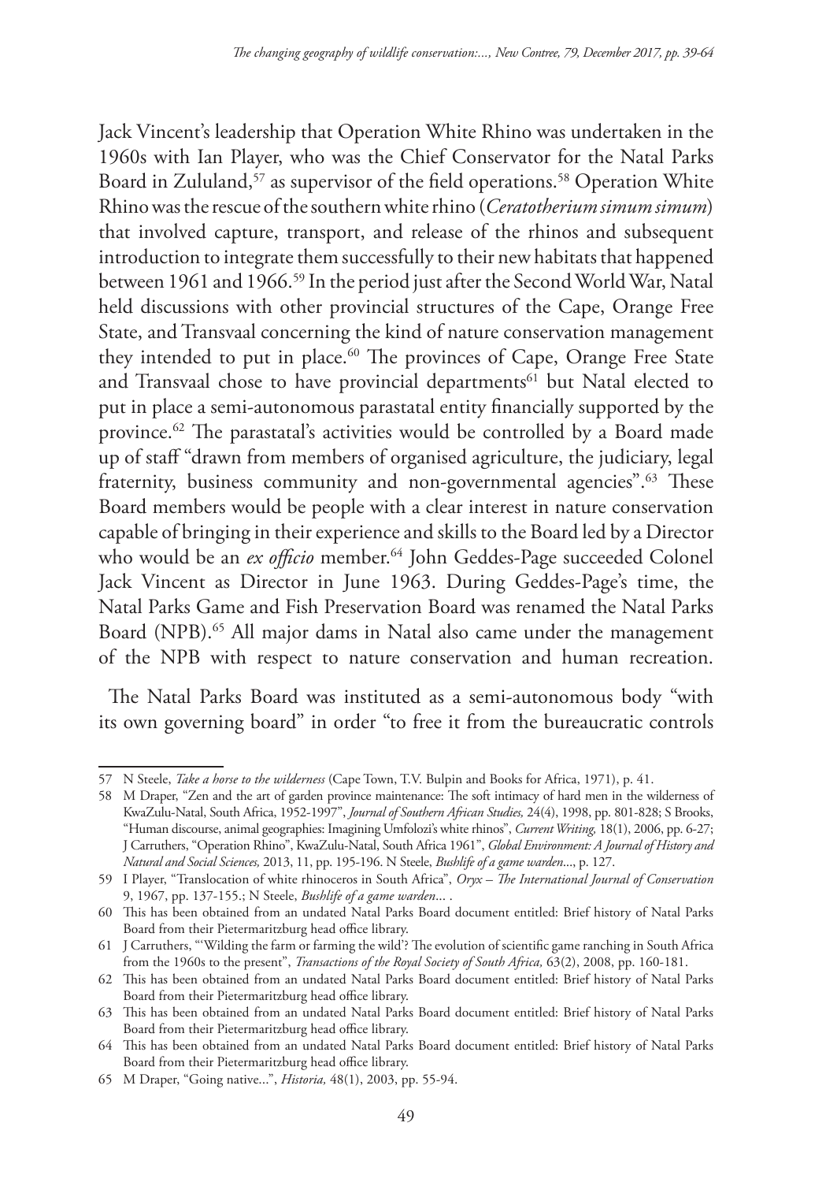Jack Vincent's leadership that Operation White Rhino was undertaken in the 1960s with Ian Player, who was the Chief Conservator for the Natal Parks Board in Zululand,[57] as supervisor of the field operations.[58] Operation White Rhino was the rescue of the southern white rhino (*Ceratotherium simum simum*) that involved capture, transport, and release of the rhinos and subsequent introduction to integrate them successfully to their new habitats that happened between 1961 and 1966.[59] In the period just after the Second World War, Natal held discussions with other provincial structures of the Cape, Orange Free State, and Transvaal concerning the kind of nature conservation management they intended to put in place.[60] The provinces of Cape, Orange Free State and Transvaal chose to have provincial departments[61] but Natal elected to put in place a semi-autonomous parastatal entity financially supported by the province.[62] The parastatal's activities would be controlled by a Board made up of staff "drawn from members of organised agriculture, the judiciary, legal fraternity, business community and non-governmental agencies".[63] These Board members would be people with a clear interest in nature conservation capable of bringing in their experience and skills to the Board led by a Director who would be an *ex officio* member.[64] John Geddes-Page succeeded Colonel Jack Vincent as Director in June 1963. During Geddes-Page's time, the Natal Parks Game and Fish Preservation Board was renamed the Natal Parks Board (NPB).[65] All major dams in Natal also came under the management of the NPB with respect to nature conservation and human recreation.

The Natal Parks Board was instituted as a semi-autonomous body "with its own governing board" in order "to free it from the bureaucratic controls

---

57 N Steele, *Take a horse to the wilderness* (Cape Town, T.V. Bulpin and Books for Africa, 1971), p. 41.

58 M Draper, "Zen and the art of garden province maintenance: The soft intimacy of hard men in the wilderness of KwaZulu-Natal, South Africa, 1952-1997", *Journal of Southern African Studies,* 24(4), 1998, pp. 801-828; S Brooks, "Human discourse, animal geographies: Imagining Umfolozi's white rhinos", *Current Writing,* 18(1), 2006, pp. 6-27; J Carruthers, "Operation Rhino", KwaZulu-Natal, South Africa 1961", *Global Environment: A Journal of History and Natural and Social Sciences,* 2013, 11, pp. 195-196. N Steele, *Bushlife of a game warden*..., p. 127.

59 I Player, "Translocation of white rhinoceros in South Africa", *Oryx – The International Journal of Conservation* 9, 1967, pp. 137-155.; N Steele, *Bushlife of a game warden*... .

60 This has been obtained from an undated Natal Parks Board document entitled: Brief history of Natal Parks Board from their Pietermaritzburg head office library.

61 J Carruthers, "'Wilding the farm or farming the wild'? The evolution of scientific game ranching in South Africa from the 1960s to the present", *Transactions of the Royal Society of South Africa,* 63(2), 2008, pp. 160-181.

62 This has been obtained from an undated Natal Parks Board document entitled: Brief history of Natal Parks Board from their Pietermaritzburg head office library.

63 This has been obtained from an undated Natal Parks Board document entitled: Brief history of Natal Parks Board from their Pietermaritzburg head office library.

64 This has been obtained from an undated Natal Parks Board document entitled: Brief history of Natal Parks Board from their Pietermaritzburg head office library.

65 M Draper, "Going native...", *Historia,* 48(1), 2003, pp. 55-94.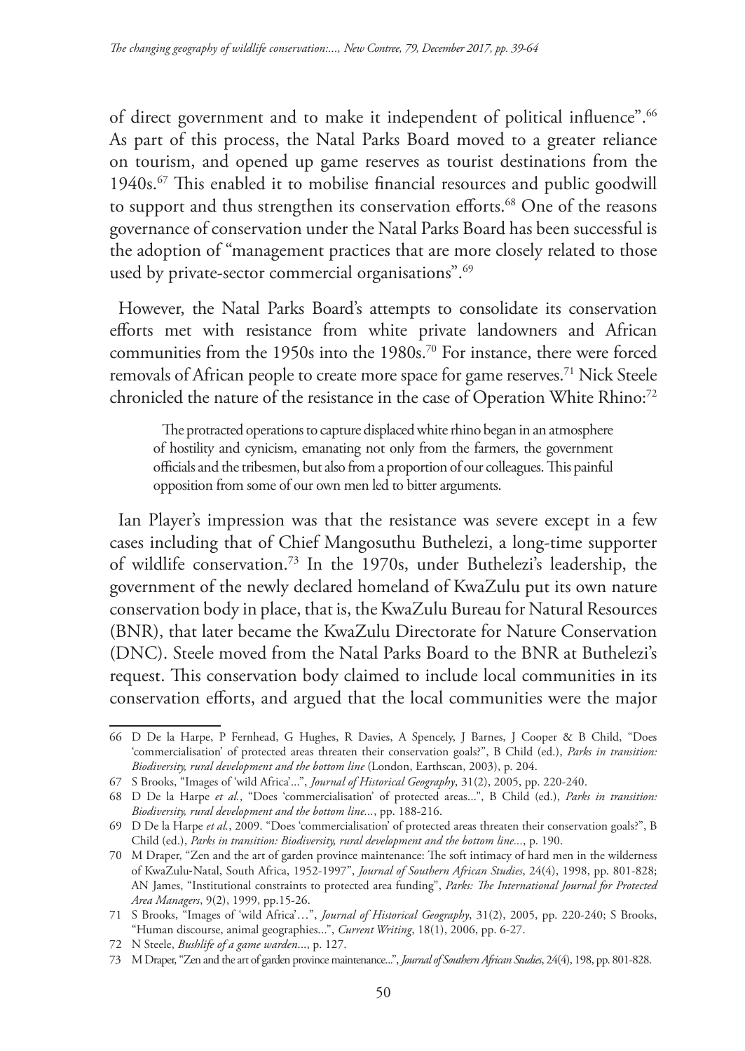of direct government and to make it independent of political influence".[66] As part of this process, the Natal Parks Board moved to a greater reliance on tourism, and opened up game reserves as tourist destinations from the 1940s.[67] This enabled it to mobilise financial resources and public goodwill to support and thus strengthen its conservation efforts.[68] One of the reasons governance of conservation under the Natal Parks Board has been successful is the adoption of "management practices that are more closely related to those used by private-sector commercial organisations".[69]

However, the Natal Parks Board's attempts to consolidate its conservation efforts met with resistance from white private landowners and African communities from the 1950s into the 1980s.[70] For instance, there were forced removals of African people to create more space for game reserves.[71] Nick Steele chronicled the nature of the resistance in the case of Operation White Rhino:[72]

> The protracted operations to capture displaced white rhino began in an atmosphere of hostility and cynicism, emanating not only from the farmers, the government officials and the tribesmen, but also from a proportion of our colleagues. This painful opposition from some of our own men led to bitter arguments.

Ian Player's impression was that the resistance was severe except in a few cases including that of Chief Mangosuthu Buthelezi, a long-time supporter of wildlife conservation.[73] In the 1970s, under Buthelezi's leadership, the government of the newly declared homeland of KwaZulu put its own nature conservation body in place, that is, the KwaZulu Bureau for Natural Resources (BNR), that later became the KwaZulu Directorate for Nature Conservation (DNC). Steele moved from the Natal Parks Board to the BNR at Buthelezi's request. This conservation body claimed to include local communities in its conservation efforts, and argued that the local communities were the major

66 D De la Harpe, P Fernhead, G Hughes, R Davies, A Spencely, J Barnes, J Cooper & B Child, "Does 'commercialisation' of protected areas threaten their conservation goals?", B Child (ed.), *Parks in transition: Biodiversity, rural development and the bottom line* (London, Earthscan, 2003), p. 204.

67 S Brooks, "Images of 'wild Africa'...", *Journal of Historical Geography*, 31(2), 2005, pp. 220-240.

68 D De la Harpe *et al.*, "Does 'commercialisation' of protected areas...", B Child (ed.), *Parks in transition: Biodiversity, rural development and the bottom line...*, pp. 188-216.

69 D De la Harpe *et al.*, 2009. "Does 'commercialisation' of protected areas threaten their conservation goals?", B Child (ed.), *Parks in transition: Biodiversity, rural development and the bottom line...*, p. 190.

70 M Draper, "Zen and the art of garden province maintenance: The soft intimacy of hard men in the wilderness of KwaZulu-Natal, South Africa, 1952-1997", *Journal of Southern African Studies*, 24(4), 1998, pp. 801-828; AN James, "Institutional constraints to protected area funding", *Parks: The International Journal for Protected Area Managers*, 9(2), 1999, pp.15-26.

71 S Brooks, "Images of 'wild Africa'…", *Journal of Historical Geography*, 31(2), 2005, pp. 220-240; S Brooks, "Human discourse, animal geographies...", *Current Writing*, 18(1), 2006, pp. 6-27.

72 N Steele, *Bushlife of a game warden...*, p. 127.

73 M Draper, "Zen and the art of garden province maintenance...", *Journal of Southern African Studies*, 24(4), 198, pp. 801-828.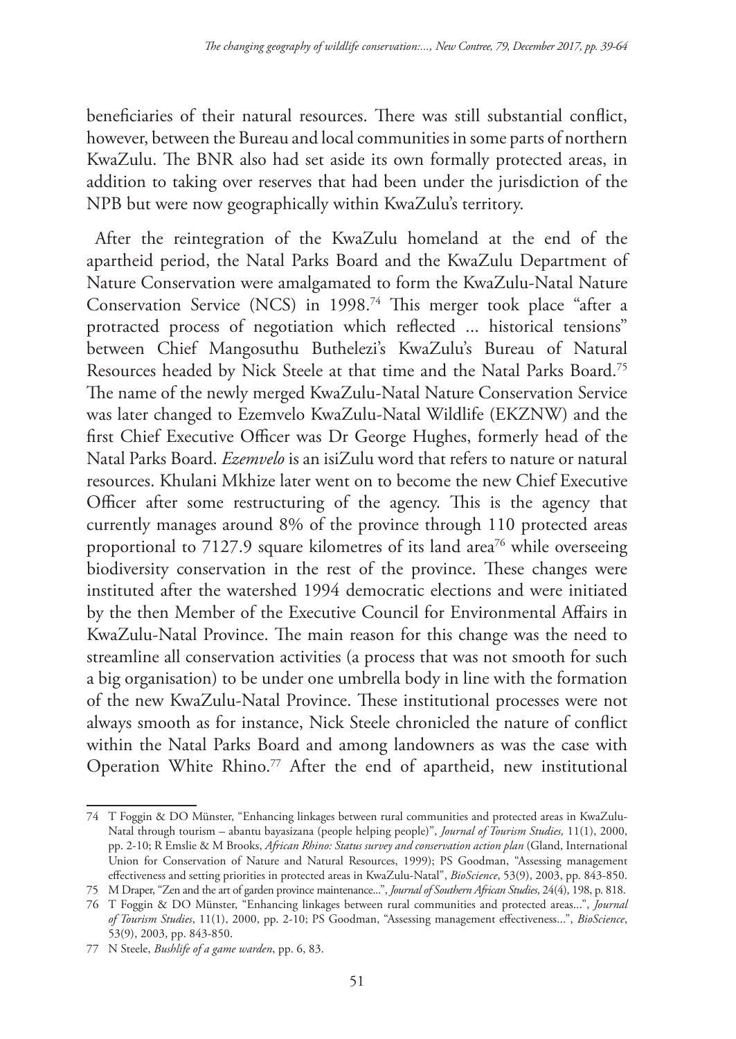beneficiaries of their natural resources. There was still substantial conflict, however, between the Bureau and local communities in some parts of northern KwaZulu. The BNR also had set aside its own formally protected areas, in addition to taking over reserves that had been under the jurisdiction of the NPB but were now geographically within KwaZulu's territory.

After the reintegration of the KwaZulu homeland at the end of the apartheid period, the Natal Parks Board and the KwaZulu Department of Nature Conservation were amalgamated to form the KwaZulu-Natal Nature Conservation Service (NCS) in 1998.[74] This merger took place "after a protracted process of negotiation which reflected ... historical tensions" between Chief Mangosuthu Buthelezi's KwaZulu's Bureau of Natural Resources headed by Nick Steele at that time and the Natal Parks Board.[75] The name of the newly merged KwaZulu-Natal Nature Conservation Service was later changed to Ezemvelo KwaZulu-Natal Wildlife (EKZNW) and the first Chief Executive Officer was Dr George Hughes, formerly head of the Natal Parks Board. *Ezemvelo* is an isiZulu word that refers to nature or natural resources. Khulani Mkhize later went on to become the new Chief Executive Officer after some restructuring of the agency. This is the agency that currently manages around 8% of the province through 110 protected areas proportional to 7127.9 square kilometres of its land area[76] while overseeing biodiversity conservation in the rest of the province. These changes were instituted after the watershed 1994 democratic elections and were initiated by the then Member of the Executive Council for Environmental Affairs in KwaZulu-Natal Province. The main reason for this change was the need to streamline all conservation activities (a process that was not smooth for such a big organisation) to be under one umbrella body in line with the formation of the new KwaZulu-Natal Province. These institutional processes were not always smooth as for instance, Nick Steele chronicled the nature of conflict within the Natal Parks Board and among landowners as was the case with Operation White Rhino.[77] After the end of apartheid, new institutional

---

74 T Foggin & DO Münster, "Enhancing linkages between rural communities and protected areas in KwaZulu-Natal through tourism – abantu bayasizana (people helping people)", *Journal of Tourism Studies,* 11(1), 2000, pp. 2-10; R Emslie & M Brooks, *African Rhino: Status survey and conservation action plan* (Gland, International Union for Conservation of Nature and Natural Resources, 1999); PS Goodman, "Assessing management effectiveness and setting priorities in protected areas in KwaZulu-Natal", *BioScience*, 53(9), 2003, pp. 843-850.

75 M Draper, "Zen and the art of garden province maintenance...", *Journal of Southern African Studies*, 24(4), 198, p. 818.

76 T Foggin & DO Münster, "Enhancing linkages between rural communities and protected areas...", *Journal of Tourism Studies*, 11(1), 2000, pp. 2-10; PS Goodman, "Assessing management effectiveness...", *BioScience*, 53(9), 2003, pp. 843-850.

77 N Steele, *Bushlife of a game warden*, pp. 6, 83.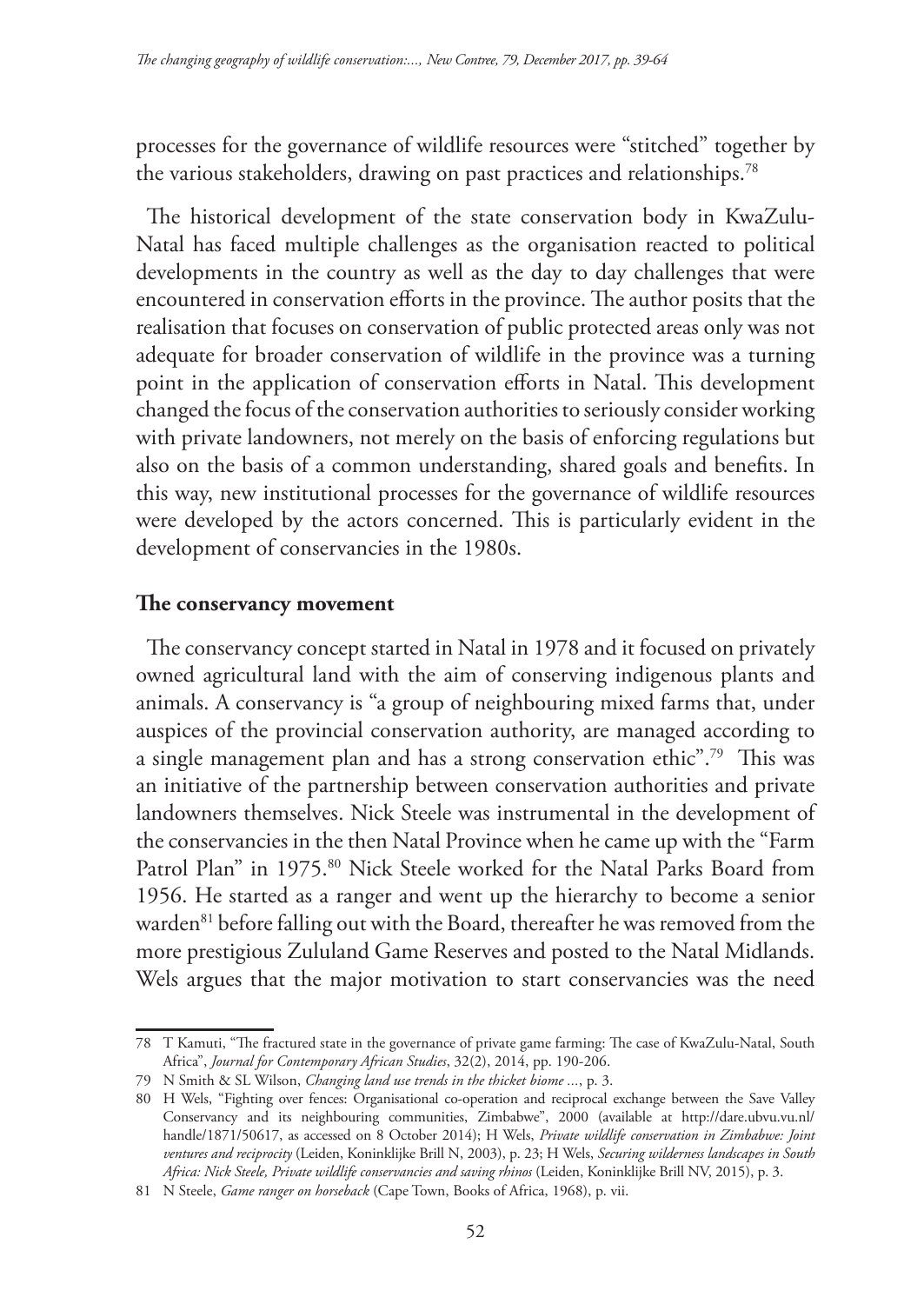processes for the governance of wildlife resources were "stitched" together by the various stakeholders, drawing on past practices and relationships.[78]

The historical development of the state conservation body in KwaZulu-Natal has faced multiple challenges as the organisation reacted to political developments in the country as well as the day to day challenges that were encountered in conservation efforts in the province. The author posits that the realisation that focuses on conservation of public protected areas only was not adequate for broader conservation of wildlife in the province was a turning point in the application of conservation efforts in Natal. This development changed the focus of the conservation authorities to seriously consider working with private landowners, not merely on the basis of enforcing regulations but also on the basis of a common understanding, shared goals and benefits. In this way, new institutional processes for the governance of wildlife resources were developed by the actors concerned. This is particularly evident in the development of conservancies in the 1980s.

**The conservancy movement**

The conservancy concept started in Natal in 1978 and it focused on privately owned agricultural land with the aim of conserving indigenous plants and animals. A conservancy is "a group of neighbouring mixed farms that, under auspices of the provincial conservation authority, are managed according to a single management plan and has a strong conservation ethic".[79] This was an initiative of the partnership between conservation authorities and private landowners themselves. Nick Steele was instrumental in the development of the conservancies in the then Natal Province when he came up with the "Farm Patrol Plan" in 1975.[80] Nick Steele worked for the Natal Parks Board from 1956. He started as a ranger and went up the hierarchy to become a senior warden[81] before falling out with the Board, thereafter he was removed from the more prestigious Zululand Game Reserves and posted to the Natal Midlands. Wels argues that the major motivation to start conservancies was the need

---

78 T Kamuti, "The fractured state in the governance of private game farming: The case of KwaZulu-Natal, South Africa", *Journal for Contemporary African Studies*, 32(2), 2014, pp. 190-206.

79 N Smith & SL Wilson, *Changing land use trends in the thicket biome ...*, p. 3.

80 H Wels, "Fighting over fences: Organisational co-operation and reciprocal exchange between the Save Valley Conservancy and its neighbouring communities, Zimbabwe", 2000 (available at http://dare.ubvu.vu.nl/handle/1871/50617, as accessed on 8 October 2014); H Wels, *Private wildlife conservation in Zimbabwe: Joint ventures and reciprocity* (Leiden, Koninklijke Brill N, 2003), p. 23; H Wels, *Securing wilderness landscapes in South Africa: Nick Steele, Private wildlife conservancies and saving rhinos* (Leiden, Koninklijke Brill NV, 2015), p. 3.

81 N Steele, *Game ranger on horseback* (Cape Town, Books of Africa, 1968), p. vii.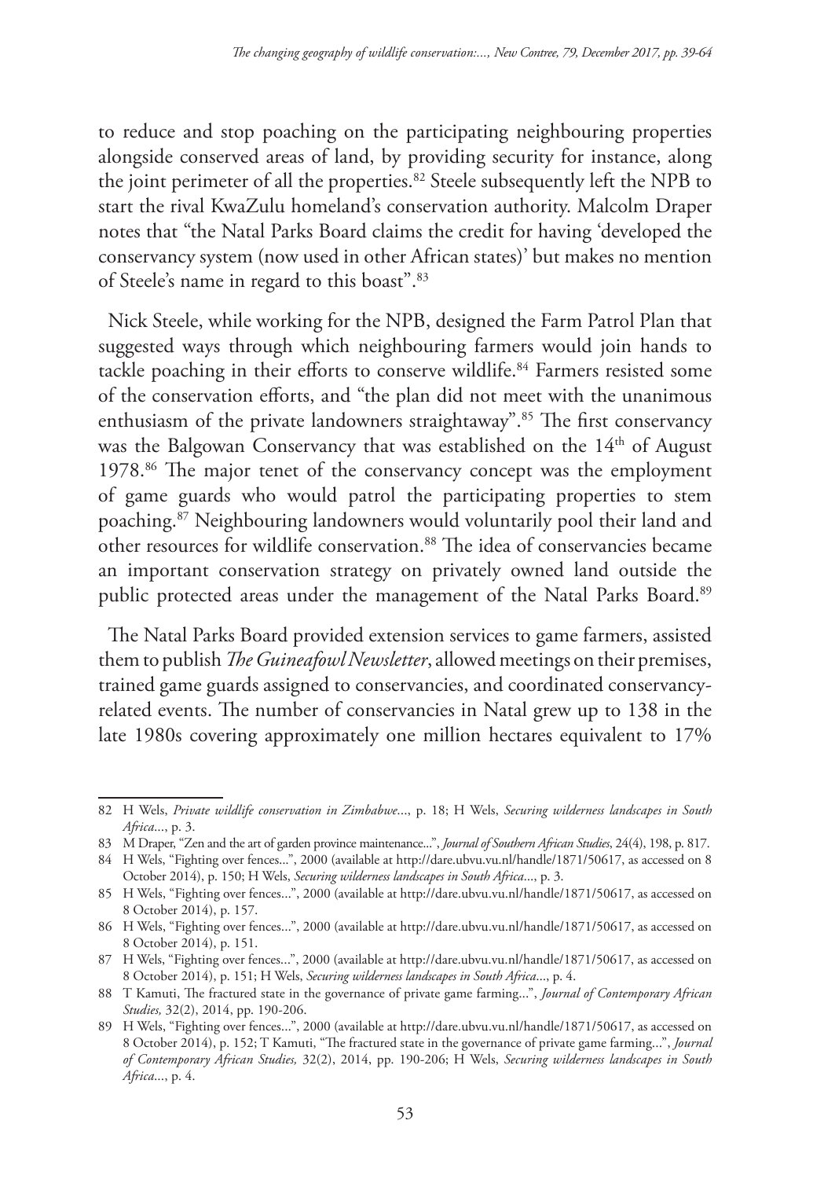to reduce and stop poaching on the participating neighbouring properties alongside conserved areas of land, by providing security for instance, along the joint perimeter of all the properties.[82] Steele subsequently left the NPB to start the rival KwaZulu homeland's conservation authority. Malcolm Draper notes that "the Natal Parks Board claims the credit for having 'developed the conservancy system (now used in other African states)' but makes no mention of Steele's name in regard to this boast".[83]

Nick Steele, while working for the NPB, designed the Farm Patrol Plan that suggested ways through which neighbouring farmers would join hands to tackle poaching in their efforts to conserve wildlife.[84] Farmers resisted some of the conservation efforts, and "the plan did not meet with the unanimous enthusiasm of the private landowners straightaway".[85] The first conservancy was the Balgowan Conservancy that was established on the 14th of August 1978.[86] The major tenet of the conservancy concept was the employment of game guards who would patrol the participating properties to stem poaching.[87] Neighbouring landowners would voluntarily pool their land and other resources for wildlife conservation.[88] The idea of conservancies became an important conservation strategy on privately owned land outside the public protected areas under the management of the Natal Parks Board.[89]

The Natal Parks Board provided extension services to game farmers, assisted them to publish *The Guineafowl Newsletter*, allowed meetings on their premises, trained game guards assigned to conservancies, and coordinated conservancy-related events. The number of conservancies in Natal grew up to 138 in the late 1980s covering approximately one million hectares equivalent to 17%

---

82 H Wels, *Private wildlife conservation in Zimbabwe...*, p. 18; H Wels, *Securing wilderness landscapes in South Africa...*, p. 3.

83 M Draper, "Zen and the art of garden province maintenance...", *Journal of Southern African Studies*, 24(4), 198, p. 817.

84 H Wels, "Fighting over fences...", 2000 (available at http://dare.ubvu.vu.nl/handle/1871/50617, as accessed on 8 October 2014), p. 150; H Wels, *Securing wilderness landscapes in South Africa...*, p. 3.

85 H Wels, "Fighting over fences...", 2000 (available at http://dare.ubvu.vu.nl/handle/1871/50617, as accessed on 8 October 2014), p. 157.

86 H Wels, "Fighting over fences...", 2000 (available at http://dare.ubvu.vu.nl/handle/1871/50617, as accessed on 8 October 2014), p. 151.

87 H Wels, "Fighting over fences...", 2000 (available at http://dare.ubvu.vu.nl/handle/1871/50617, as accessed on 8 October 2014), p. 151; H Wels, *Securing wilderness landscapes in South Africa...*, p. 4.

88 T Kamuti, The fractured state in the governance of private game farming...", *Journal of Contemporary African Studies,* 32(2), 2014, pp. 190-206.

89 H Wels, "Fighting over fences...", 2000 (available at http://dare.ubvu.vu.nl/handle/1871/50617, as accessed on 8 October 2014), p. 152; T Kamuti, "The fractured state in the governance of private game farming...", *Journal of Contemporary African Studies,* 32(2), 2014, pp. 190-206; H Wels, *Securing wilderness landscapes in South Africa...*, p. 4.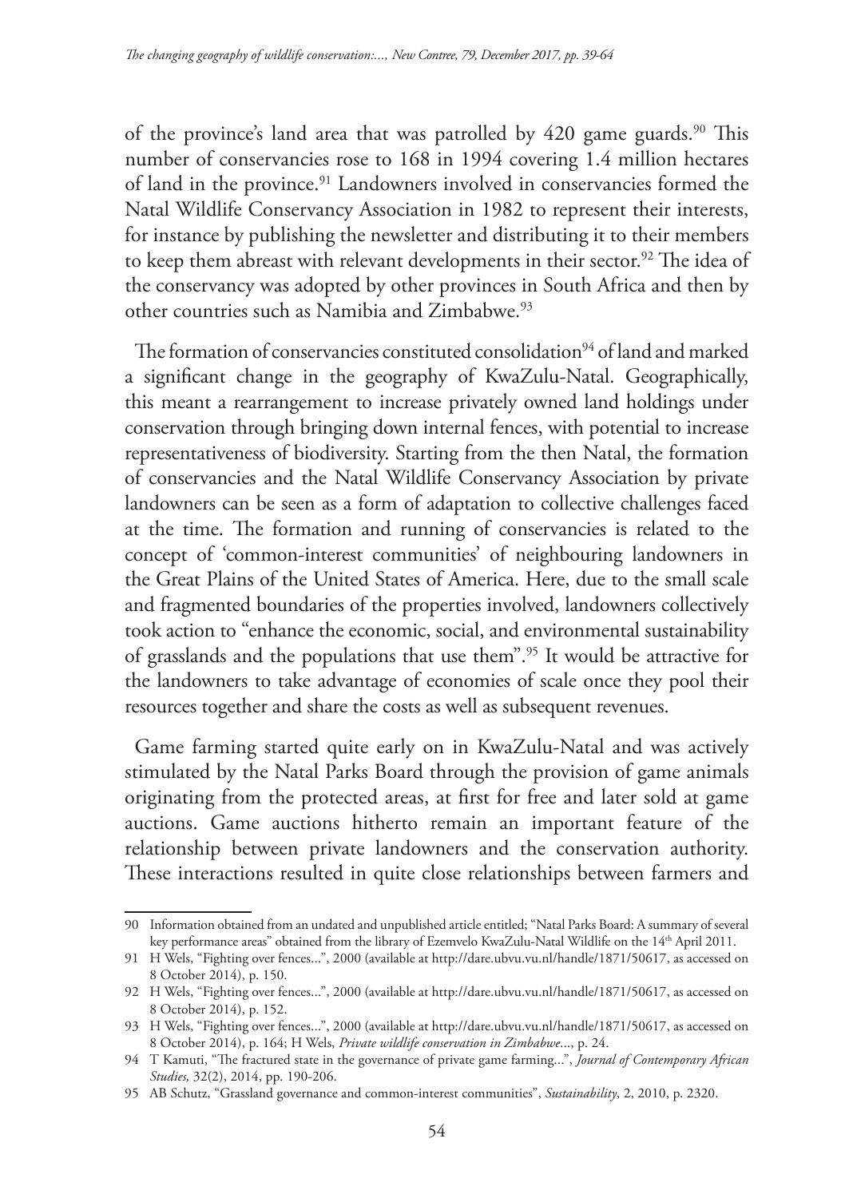of the province's land area that was patrolled by 420 game guards.[90] This number of conservancies rose to 168 in 1994 covering 1.4 million hectares of land in the province.[91] Landowners involved in conservancies formed the Natal Wildlife Conservancy Association in 1982 to represent their interests, for instance by publishing the newsletter and distributing it to their members to keep them abreast with relevant developments in their sector.[92] The idea of the conservancy was adopted by other provinces in South Africa and then by other countries such as Namibia and Zimbabwe.[93]

The formation of conservancies constituted consolidation[94] of land and marked a significant change in the geography of KwaZulu-Natal. Geographically, this meant a rearrangement to increase privately owned land holdings under conservation through bringing down internal fences, with potential to increase representativeness of biodiversity. Starting from the then Natal, the formation of conservancies and the Natal Wildlife Conservancy Association by private landowners can be seen as a form of adaptation to collective challenges faced at the time. The formation and running of conservancies is related to the concept of 'common-interest communities' of neighbouring landowners in the Great Plains of the United States of America. Here, due to the small scale and fragmented boundaries of the properties involved, landowners collectively took action to "enhance the economic, social, and environmental sustainability of grasslands and the populations that use them".[95] It would be attractive for the landowners to take advantage of economies of scale once they pool their resources together and share the costs as well as subsequent revenues.

Game farming started quite early on in KwaZulu-Natal and was actively stimulated by the Natal Parks Board through the provision of game animals originating from the protected areas, at first for free and later sold at game auctions. Game auctions hitherto remain an important feature of the relationship between private landowners and the conservation authority. These interactions resulted in quite close relationships between farmers and

---

90 Information obtained from an undated and unpublished article entitled; "Natal Parks Board: A summary of several key performance areas" obtained from the library of Ezemvelo KwaZulu-Natal Wildlife on the 14th April 2011.

91 H Wels, "Fighting over fences...", 2000 (available at http://dare.ubvu.vu.nl/handle/1871/50617, as accessed on 8 October 2014), p. 150.

92 H Wels, "Fighting over fences...", 2000 (available at http://dare.ubvu.vu.nl/handle/1871/50617, as accessed on 8 October 2014), p. 152.

93 H Wels, "Fighting over fences...", 2000 (available at http://dare.ubvu.vu.nl/handle/1871/50617, as accessed on 8 October 2014), p. 164; H Wels, *Private wildlife conservation in Zimbabwe...*, p. 24.

94 T Kamuti, "The fractured state in the governance of private game farming...", *Journal of Contemporary African Studies,* 32(2), 2014, pp. 190-206.

95 AB Schutz, "Grassland governance and common-interest communities", *Sustainability*, 2, 2010, p. 2320.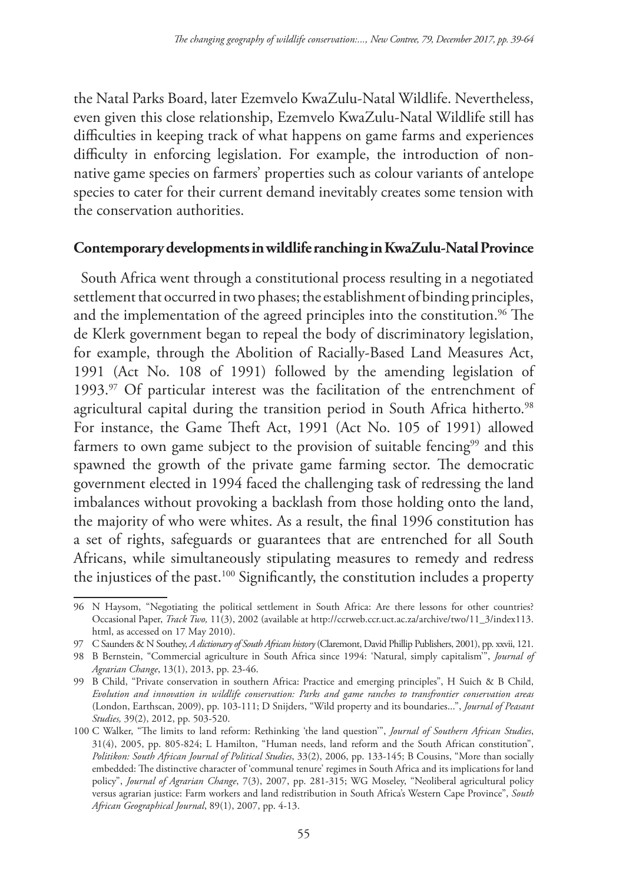the Natal Parks Board, later Ezemvelo KwaZulu-Natal Wildlife. Nevertheless, even given this close relationship, Ezemvelo KwaZulu-Natal Wildlife still has difficulties in keeping track of what happens on game farms and experiences difficulty in enforcing legislation. For example, the introduction of non-native game species on farmers' properties such as colour variants of antelope species to cater for their current demand inevitably creates some tension with the conservation authorities.

## Contemporary developments in wildlife ranching in KwaZulu-Natal Province

South Africa went through a constitutional process resulting in a negotiated settlement that occurred in two phases; the establishment of binding principles, and the implementation of the agreed principles into the constitution.[96] The de Klerk government began to repeal the body of discriminatory legislation, for example, through the Abolition of Racially-Based Land Measures Act, 1991 (Act No. 108 of 1991) followed by the amending legislation of 1993.[97] Of particular interest was the facilitation of the entrenchment of agricultural capital during the transition period in South Africa hitherto.[98] For instance, the Game Theft Act, 1991 (Act No. 105 of 1991) allowed farmers to own game subject to the provision of suitable fencing[99] and this spawned the growth of the private game farming sector. The democratic government elected in 1994 faced the challenging task of redressing the land imbalances without provoking a backlash from those holding onto the land, the majority of who were whites. As a result, the final 1996 constitution has a set of rights, safeguards or guarantees that are entrenched for all South Africans, while simultaneously stipulating measures to remedy and redress the injustices of the past.[100] Significantly, the constitution includes a property

---

96 N Haysom, "Negotiating the political settlement in South Africa: Are there lessons for other countries? Occasional Paper, *Track Two,* 11(3), 2002 (available at http://ccrweb.ccr.uct.ac.za/archive/two/11_3/index113.html, as accessed on 17 May 2010).

97 C Saunders & N Southey, *A dictionary of South African history* (Claremont, David Phillip Publishers, 2001), pp. xxvii, 121.

98 B Bernstein, "Commercial agriculture in South Africa since 1994: 'Natural, simply capitalism'", *Journal of Agrarian Change*, 13(1), 2013, pp. 23-46.

99 B Child, "Private conservation in southern Africa: Practice and emerging principles", H Suich & B Child, *Evolution and innovation in wildlife conservation: Parks and game ranches to transfrontier conservation areas* (London, Earthscan, 2009), pp. 103-111; D Snijders, "Wild property and its boundaries...", *Journal of Peasant Studies,* 39(2), 2012, pp. 503-520.

100 C Walker, "The limits to land reform: Rethinking 'the land question'", *Journal of Southern African Studies*, 31(4), 2005, pp. 805-824; L Hamilton, "Human needs, land reform and the South African constitution", *Politikon: South African Journal of Political Studies*, 33(2), 2006, pp. 133-145; B Cousins, "More than socially embedded: The distinctive character of 'communal tenure' regimes in South Africa and its implications for land policy", *Journal of Agrarian Change*, 7(3), 2007, pp. 281-315; WG Moseley, "Neoliberal agricultural policy versus agrarian justice: Farm workers and land redistribution in South Africa's Western Cape Province", *South African Geographical Journal*, 89(1), 2007, pp. 4-13.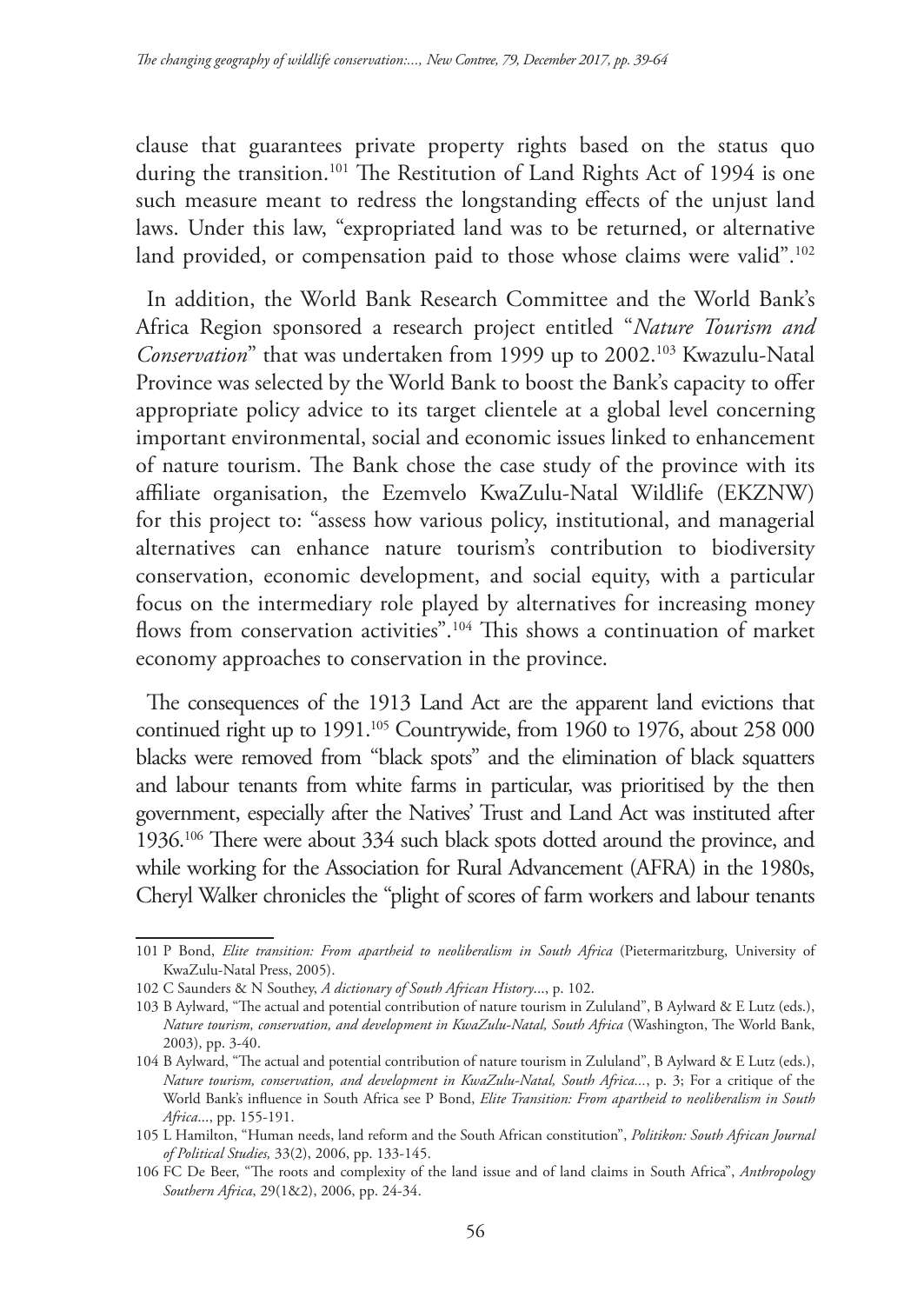clause that guarantees private property rights based on the status quo during the transition.[101] The Restitution of Land Rights Act of 1994 is one such measure meant to redress the longstanding effects of the unjust land laws. Under this law, "expropriated land was to be returned, or alternative land provided, or compensation paid to those whose claims were valid".[102]

In addition, the World Bank Research Committee and the World Bank's Africa Region sponsored a research project entitled "*Nature Tourism and Conservation*" that was undertaken from 1999 up to 2002.[103] Kwazulu-Natal Province was selected by the World Bank to boost the Bank's capacity to offer appropriate policy advice to its target clientele at a global level concerning important environmental, social and economic issues linked to enhancement of nature tourism. The Bank chose the case study of the province with its affiliate organisation, the Ezemvelo KwaZulu-Natal Wildlife (EKZNW) for this project to: "assess how various policy, institutional, and managerial alternatives can enhance nature tourism's contribution to biodiversity conservation, economic development, and social equity, with a particular focus on the intermediary role played by alternatives for increasing money flows from conservation activities".[104] This shows a continuation of market economy approaches to conservation in the province.

The consequences of the 1913 Land Act are the apparent land evictions that continued right up to 1991.[105] Countrywide, from 1960 to 1976, about 258 000 blacks were removed from "black spots" and the elimination of black squatters and labour tenants from white farms in particular, was prioritised by the then government, especially after the Natives' Trust and Land Act was instituted after 1936.[106] There were about 334 such black spots dotted around the province, and while working for the Association for Rural Advancement (AFRA) in the 1980s, Cheryl Walker chronicles the "plight of scores of farm workers and labour tenants

---

101 P Bond, *Elite transition: From apartheid to neoliberalism in South Africa* (Pietermaritzburg, University of KwaZulu-Natal Press, 2005).

102 C Saunders & N Southey, *A dictionary of South African History*..., p. 102.

103 B Aylward, "The actual and potential contribution of nature tourism in Zululand", B Aylward & E Lutz (eds.), *Nature tourism, conservation, and development in KwaZulu-Natal, South Africa* (Washington, The World Bank, 2003), pp. 3-40.

104 B Aylward, "The actual and potential contribution of nature tourism in Zululand", B Aylward & E Lutz (eds.), *Nature tourism, conservation, and development in KwaZulu-Natal, South Africa*..., p. 3; For a critique of the World Bank's influence in South Africa see P Bond, *Elite Transition: From apartheid to neoliberalism in South Africa*..., pp. 155-191.

105 L Hamilton, "Human needs, land reform and the South African constitution", *Politikon: South African Journal of Political Studies,* 33(2), 2006, pp. 133-145.

106 FC De Beer, "The roots and complexity of the land issue and of land claims in South Africa", *Anthropology Southern Africa*, 29(1&2), 2006, pp. 24-34.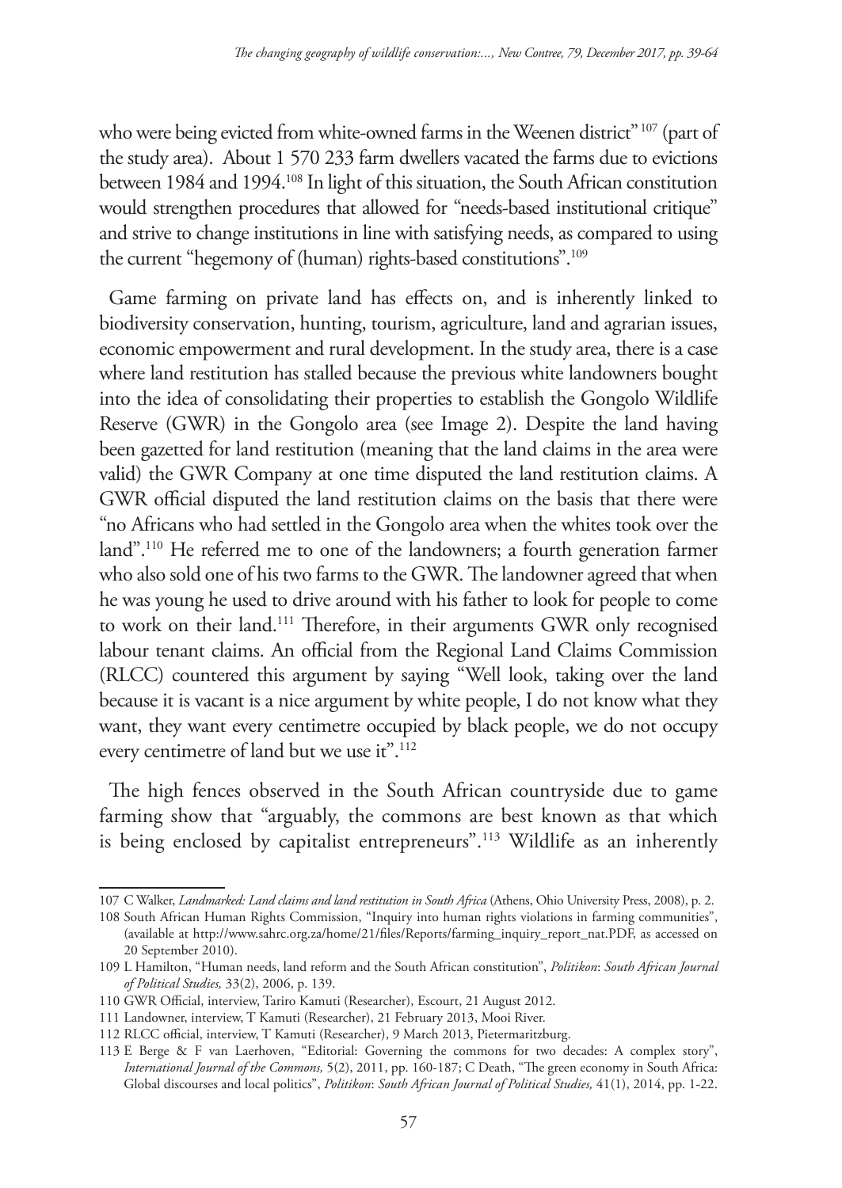who were being evicted from white-owned farms in the Weenen district" [107] (part of the study area). About 1 570 233 farm dwellers vacated the farms due to evictions between 1984 and 1994.[108] In light of this situation, the South African constitution would strengthen procedures that allowed for "needs-based institutional critique" and strive to change institutions in line with satisfying needs, as compared to using the current "hegemony of (human) rights-based constitutions".[109]

Game farming on private land has effects on, and is inherently linked to biodiversity conservation, hunting, tourism, agriculture, land and agrarian issues, economic empowerment and rural development. In the study area, there is a case where land restitution has stalled because the previous white landowners bought into the idea of consolidating their properties to establish the Gongolo Wildlife Reserve (GWR) in the Gongolo area (see Image 2). Despite the land having been gazetted for land restitution (meaning that the land claims in the area were valid) the GWR Company at one time disputed the land restitution claims. A GWR official disputed the land restitution claims on the basis that there were "no Africans who had settled in the Gongolo area when the whites took over the land".[110] He referred me to one of the landowners; a fourth generation farmer who also sold one of his two farms to the GWR. The landowner agreed that when he was young he used to drive around with his father to look for people to come to work on their land.[111] Therefore, in their arguments GWR only recognised labour tenant claims. An official from the Regional Land Claims Commission (RLCC) countered this argument by saying "Well look, taking over the land because it is vacant is a nice argument by white people, I do not know what they want, they want every centimetre occupied by black people, we do not occupy every centimetre of land but we use it".[112]

The high fences observed in the South African countryside due to game farming show that "arguably, the commons are best known as that which is being enclosed by capitalist entrepreneurs".[113] Wildlife as an inherently

---

107 C Walker, *Landmarked: Land claims and land restitution in South Africa* (Athens, Ohio University Press, 2008), p. 2.

108 South African Human Rights Commission, "Inquiry into human rights violations in farming communities", (available at http://www.sahrc.org.za/home/21/files/Reports/farming_inquiry_report_nat.PDF, as accessed on 20 September 2010).

109 L Hamilton, "Human needs, land reform and the South African constitution", *Politikon*: *South African Journal of Political Studies,* 33(2), 2006, p. 139.

110 GWR Official, interview, Tariro Kamuti (Researcher), Escourt, 21 August 2012.

111 Landowner, interview, T Kamuti (Researcher), 21 February 2013, Mooi River.

112 RLCC official, interview, T Kamuti (Researcher), 9 March 2013, Pietermaritzburg.

113 E Berge & F van Laerhoven, "Editorial: Governing the commons for two decades: A complex story", *International Journal of the Commons,* 5(2), 2011, pp. 160-187; C Death, "The green economy in South Africa: Global discourses and local politics", *Politikon*: *South African Journal of Political Studies,* 41(1), 2014, pp. 1-22.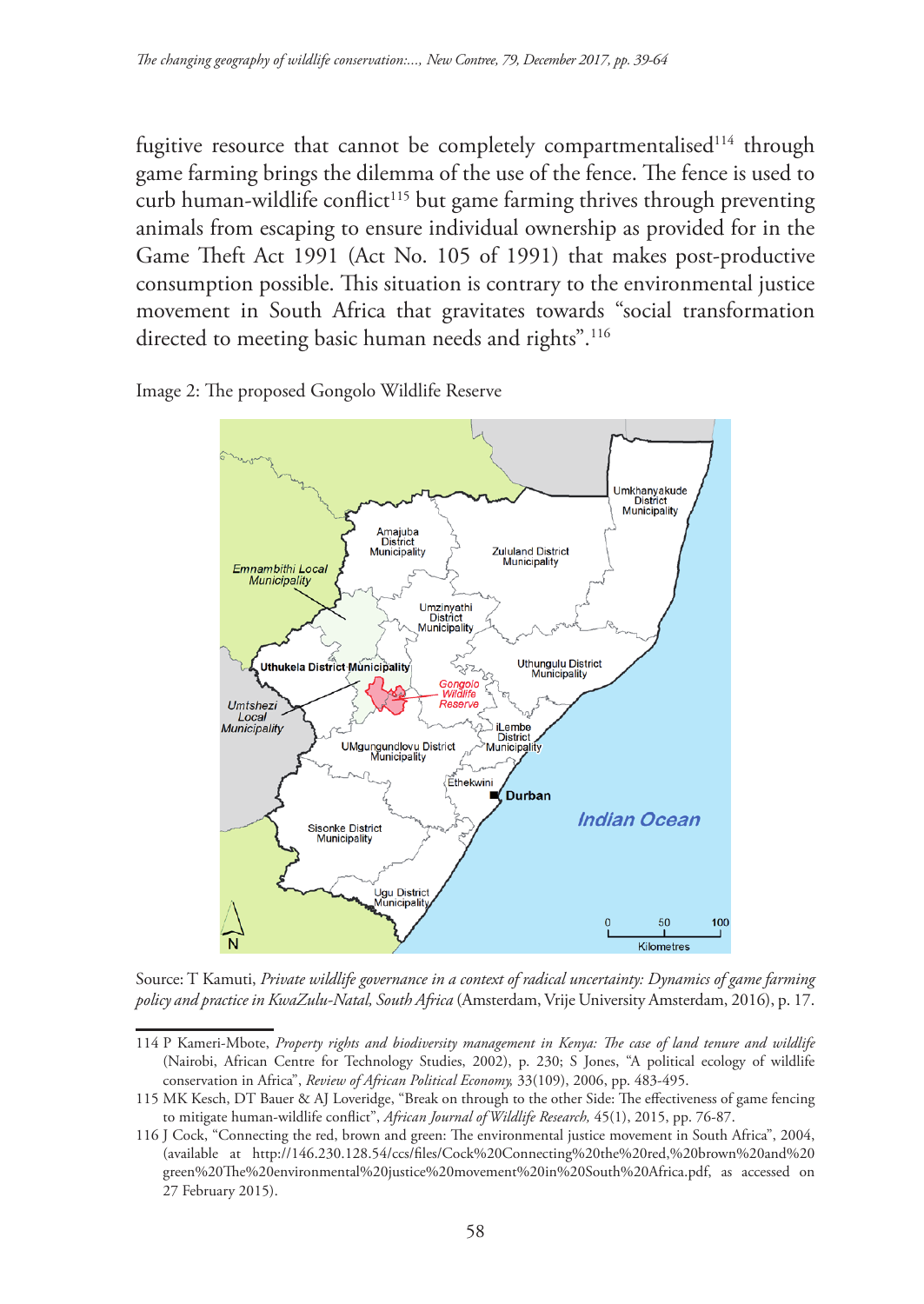fugitive resource that cannot be completely compartmentalised[114] through game farming brings the dilemma of the use of the fence. The fence is used to curb human-wildlife conflict[115] but game farming thrives through preventing animals from escaping to ensure individual ownership as provided for in the Game Theft Act 1991 (Act No. 105 of 1991) that makes post-productive consumption possible. This situation is contrary to the environmental justice movement in South Africa that gravitates towards "social transformation directed to meeting basic human needs and rights".[116]

Image 2: The proposed Gongolo Wildlife Reserve

Source: T Kamuti, *Private wildlife governance in a context of radical uncertainty: Dynamics of game farming policy and practice in KwaZulu-Natal, South Africa* (Amsterdam, Vrije University Amsterdam, 2016), p. 17.

---

114 P Kameri-Mbote, *Property rights and biodiversity management in Kenya: The case of land tenure and wildlife* (Nairobi, African Centre for Technology Studies, 2002), p. 230; S Jones, "A political ecology of wildlife conservation in Africa", *Review of African Political Economy,* 33(109), 2006, pp. 483-495.

115 MK Kesch, DT Bauer & AJ Loveridge, "Break on through to the other Side: The effectiveness of game fencing to mitigate human-wildlife conflict", *African Journal of Wildlife Research,* 45(1), 2015, pp. 76-87.

116 J Cock, "Connecting the red, brown and green: The environmental justice movement in South Africa", 2004, (available at http://146.230.128.54/ccs/files/Cock%20Connecting%20the%20red,%20brown%20and%20green%20The%20environmental%20justice%20movement%20in%20South%20Africa.pdf, as accessed on 27 February 2015).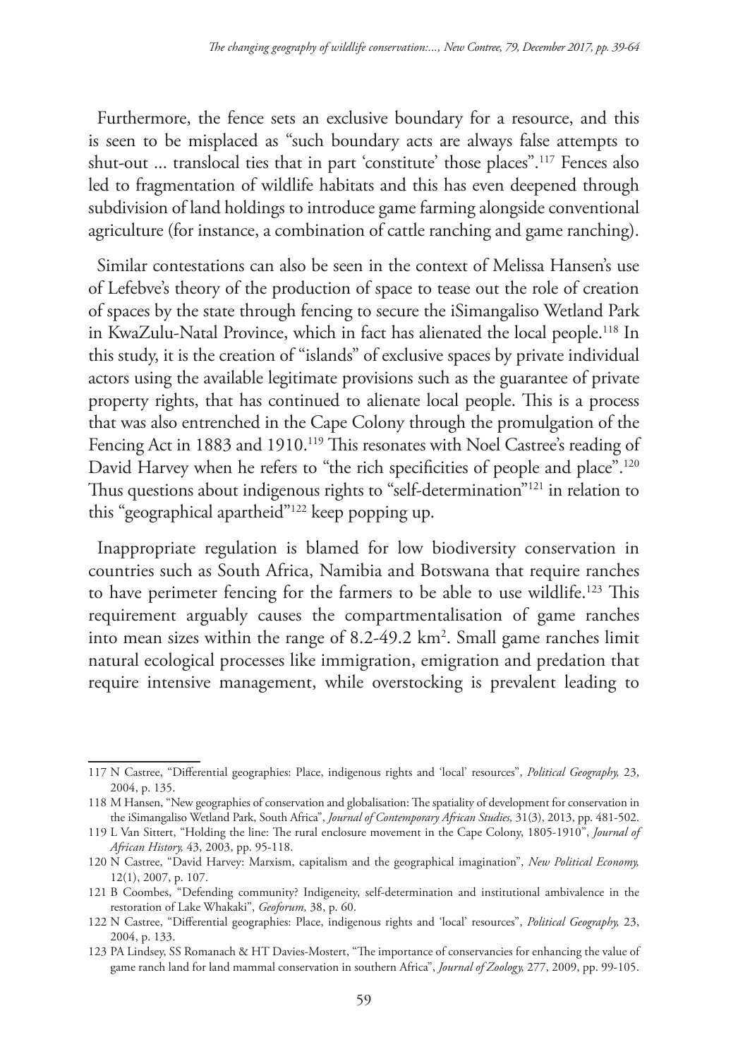Furthermore, the fence sets an exclusive boundary for a resource, and this is seen to be misplaced as "such boundary acts are always false attempts to shut-out ... translocal ties that in part 'constitute' those places".[117] Fences also led to fragmentation of wildlife habitats and this has even deepened through subdivision of land holdings to introduce game farming alongside conventional agriculture (for instance, a combination of cattle ranching and game ranching).

Similar contestations can also be seen in the context of Melissa Hansen's use of Lefebve's theory of the production of space to tease out the role of creation of spaces by the state through fencing to secure the iSimangaliso Wetland Park in KwaZulu-Natal Province, which in fact has alienated the local people.[118] In this study, it is the creation of "islands" of exclusive spaces by private individual actors using the available legitimate provisions such as the guarantee of private property rights, that has continued to alienate local people. This is a process that was also entrenched in the Cape Colony through the promulgation of the Fencing Act in 1883 and 1910.[119] This resonates with Noel Castree's reading of David Harvey when he refers to "the rich specificities of people and place".[120] Thus questions about indigenous rights to "self-determination"[121] in relation to this "geographical apartheid"[122] keep popping up.

Inappropriate regulation is blamed for low biodiversity conservation in countries such as South Africa, Namibia and Botswana that require ranches to have perimeter fencing for the farmers to be able to use wildlife.[123] This requirement arguably causes the compartmentalisation of game ranches into mean sizes within the range of 8.2-49.2 km$^2$. Small game ranches limit natural ecological processes like immigration, emigration and predation that require intensive management, while overstocking is prevalent leading to

---

117 N Castree, "Differential geographies: Place, indigenous rights and 'local' resources", *Political Geography,* 23, 2004, p. 135.

118 M Hansen, "New geographies of conservation and globalisation: The spatiality of development for conservation in the iSimangaliso Wetland Park, South Africa", *Journal of Contemporary African Studies,* 31(3), 2013, pp. 481-502.

119 L Van Sittert, "Holding the line: The rural enclosure movement in the Cape Colony, 1805-1910", *Journal of African History,* 43, 2003, pp. 95-118.

120 N Castree, "David Harvey: Marxism, capitalism and the geographical imagination", *New Political Economy,* 12(1), 2007, p. 107.

121 B Coombes, "Defending community? Indigeneity, self-determination and institutional ambivalence in the restoration of Lake Whakaki", *Geoforum,* 38, p. 60.

122 N Castree, "Differential geographies: Place, indigenous rights and 'local' resources", *Political Geography,* 23, 2004, p. 133.

123 PA Lindsey, SS Romanach & HT Davies-Mostert, "The importance of conservancies for enhancing the value of game ranch land for land mammal conservation in southern Africa", *Journal of Zoology,* 277, 2009, pp. 99-105.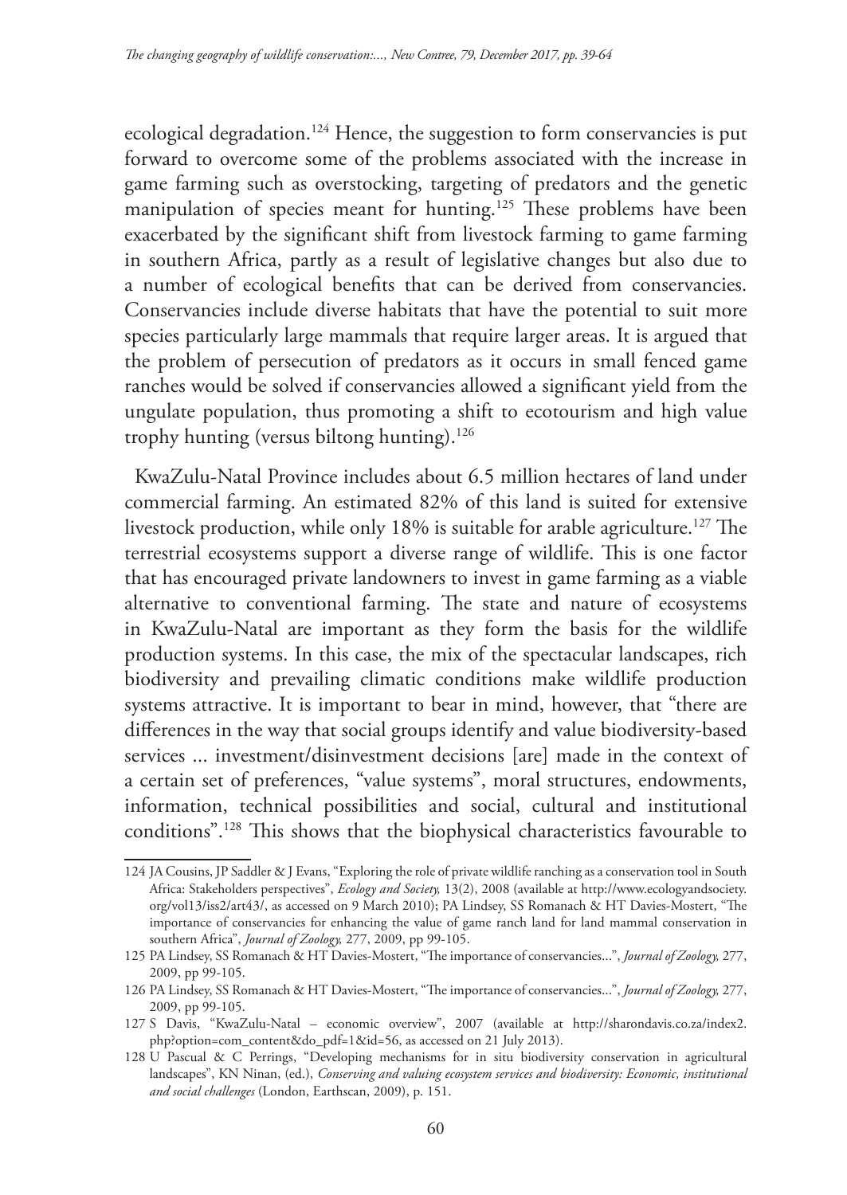ecological degradation.[124] Hence, the suggestion to form conservancies is put forward to overcome some of the problems associated with the increase in game farming such as overstocking, targeting of predators and the genetic manipulation of species meant for hunting.[125] These problems have been exacerbated by the significant shift from livestock farming to game farming in southern Africa, partly as a result of legislative changes but also due to a number of ecological benefits that can be derived from conservancies. Conservancies include diverse habitats that have the potential to suit more species particularly large mammals that require larger areas. It is argued that the problem of persecution of predators as it occurs in small fenced game ranches would be solved if conservancies allowed a significant yield from the ungulate population, thus promoting a shift to ecotourism and high value trophy hunting (versus biltong hunting).[126]

KwaZulu-Natal Province includes about 6.5 million hectares of land under commercial farming. An estimated 82% of this land is suited for extensive livestock production, while only 18% is suitable for arable agriculture.[127] The terrestrial ecosystems support a diverse range of wildlife. This is one factor that has encouraged private landowners to invest in game farming as a viable alternative to conventional farming. The state and nature of ecosystems in KwaZulu-Natal are important as they form the basis for the wildlife production systems. In this case, the mix of the spectacular landscapes, rich biodiversity and prevailing climatic conditions make wildlife production systems attractive. It is important to bear in mind, however, that "there are differences in the way that social groups identify and value biodiversity-based services ... investment/disinvestment decisions [are] made in the context of a certain set of preferences, "value systems", moral structures, endowments, information, technical possibilities and social, cultural and institutional conditions".[128] This shows that the biophysical characteristics favourable to

---

124 JA Cousins, JP Saddler & J Evans, "Exploring the role of private wildlife ranching as a conservation tool in South Africa: Stakeholders perspectives", *Ecology and Society,* 13(2), 2008 (available at http://www.ecologyandsociety.org/vol13/iss2/art43/, as accessed on 9 March 2010); PA Lindsey, SS Romanach & HT Davies-Mostert, "The importance of conservancies for enhancing the value of game ranch land for land mammal conservation in southern Africa", *Journal of Zoology,* 277, 2009, pp 99-105.

125 PA Lindsey, SS Romanach & HT Davies-Mostert, "The importance of conservancies...", *Journal of Zoology,* 277, 2009, pp 99-105.

126 PA Lindsey, SS Romanach & HT Davies-Mostert, "The importance of conservancies...", *Journal of Zoology,* 277, 2009, pp 99-105.

127 S Davis, "KwaZulu-Natal – economic overview", 2007 (available at http://sharondavis.co.za/index2.php?option=com_content&do_pdf=1&id=56, as accessed on 21 July 2013).

128 U Pascual & C Perrings, "Developing mechanisms for in situ biodiversity conservation in agricultural landscapes", KN Ninan, (ed.), *Conserving and valuing ecosystem services and biodiversity: Economic, institutional and social challenges* (London, Earthscan, 2009), p. 151.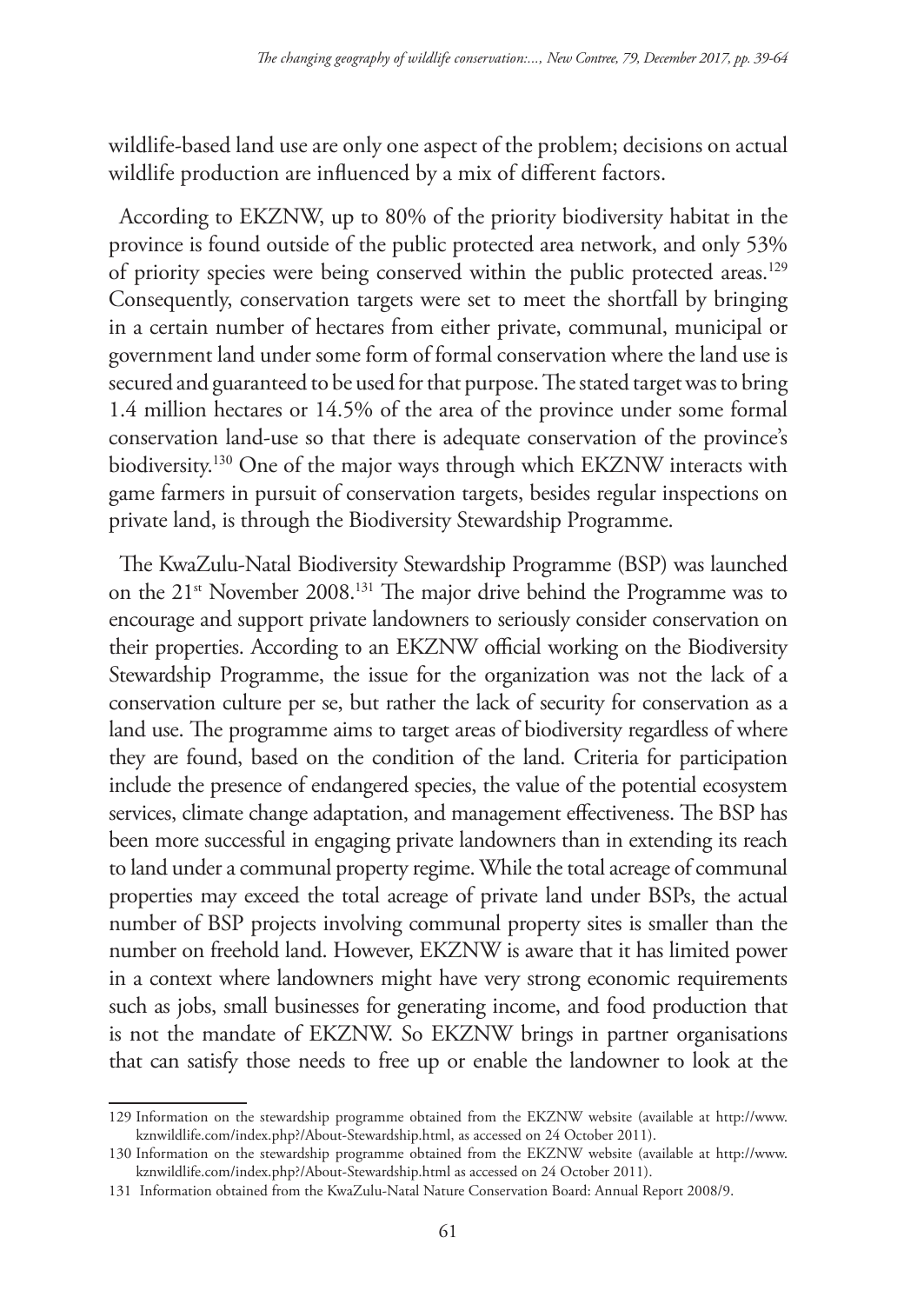wildlife-based land use are only one aspect of the problem; decisions on actual wildlife production are influenced by a mix of different factors.

According to EKZNW, up to 80% of the priority biodiversity habitat in the province is found outside of the public protected area network, and only 53% of priority species were being conserved within the public protected areas.[129] Consequently, conservation targets were set to meet the shortfall by bringing in a certain number of hectares from either private, communal, municipal or government land under some form of formal conservation where the land use is secured and guaranteed to be used for that purpose. The stated target was to bring 1.4 million hectares or 14.5% of the area of the province under some formal conservation land-use so that there is adequate conservation of the province's biodiversity.[130] One of the major ways through which EKZNW interacts with game farmers in pursuit of conservation targets, besides regular inspections on private land, is through the Biodiversity Stewardship Programme.

The KwaZulu-Natal Biodiversity Stewardship Programme (BSP) was launched on the 21st November 2008.[131] The major drive behind the Programme was to encourage and support private landowners to seriously consider conservation on their properties. According to an EKZNW official working on the Biodiversity Stewardship Programme, the issue for the organization was not the lack of a conservation culture per se, but rather the lack of security for conservation as a land use. The programme aims to target areas of biodiversity regardless of where they are found, based on the condition of the land. Criteria for participation include the presence of endangered species, the value of the potential ecosystem services, climate change adaptation, and management effectiveness. The BSP has been more successful in engaging private landowners than in extending its reach to land under a communal property regime. While the total acreage of communal properties may exceed the total acreage of private land under BSPs, the actual number of BSP projects involving communal property sites is smaller than the number on freehold land. However, EKZNW is aware that it has limited power in a context where landowners might have very strong economic requirements such as jobs, small businesses for generating income, and food production that is not the mandate of EKZNW. So EKZNW brings in partner organisations that can satisfy those needs to free up or enable the landowner to look at the

---

129 Information on the stewardship programme obtained from the EKZNW website (available at http://www.kznwildlife.com/index.php?/About-Stewardship.html, as accessed on 24 October 2011).

130 Information on the stewardship programme obtained from the EKZNW website (available at http://www.kznwildlife.com/index.php?/About-Stewardship.html as accessed on 24 October 2011).

131 Information obtained from the KwaZulu-Natal Nature Conservation Board: Annual Report 2008/9.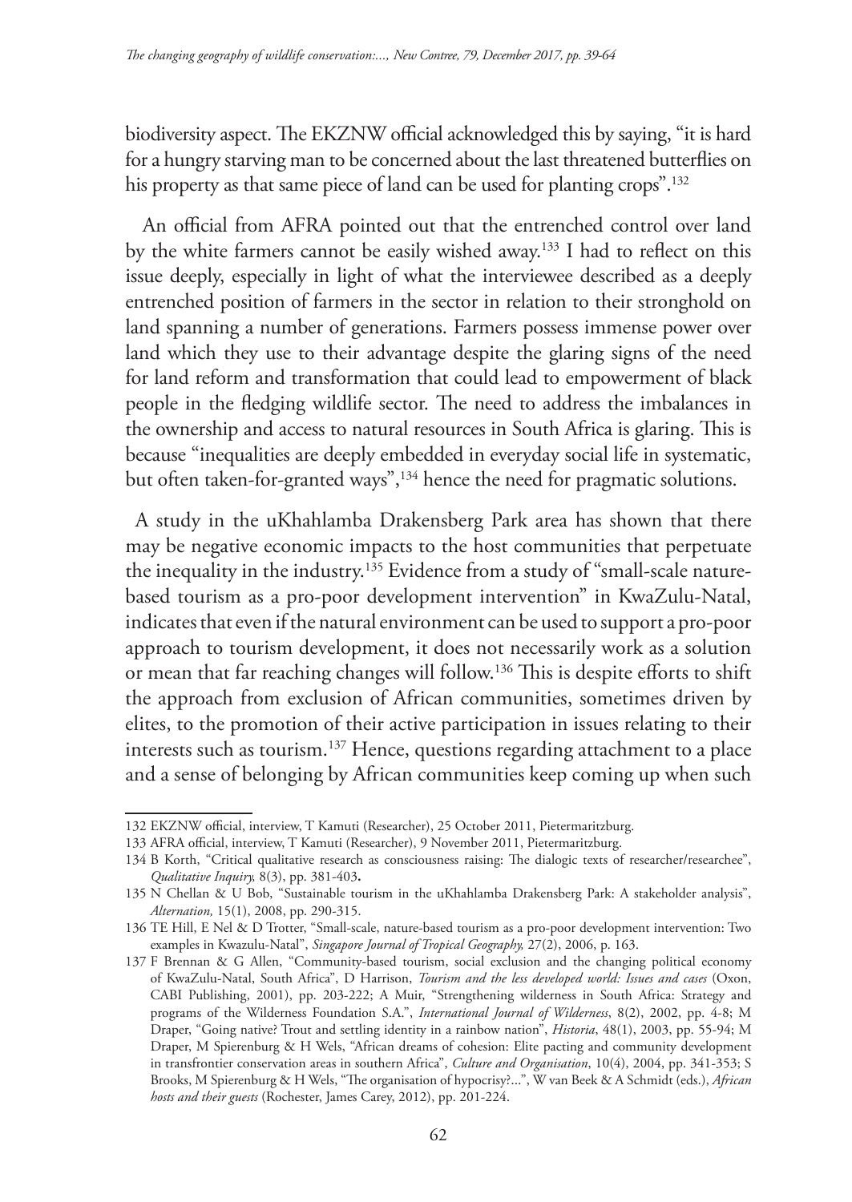biodiversity aspect. The EKZNW official acknowledged this by saying, "it is hard for a hungry starving man to be concerned about the last threatened butterflies on his property as that same piece of land can be used for planting crops".[132]

An official from AFRA pointed out that the entrenched control over land by the white farmers cannot be easily wished away.[133] I had to reflect on this issue deeply, especially in light of what the interviewee described as a deeply entrenched position of farmers in the sector in relation to their stronghold on land spanning a number of generations. Farmers possess immense power over land which they use to their advantage despite the glaring signs of the need for land reform and transformation that could lead to empowerment of black people in the fledging wildlife sector. The need to address the imbalances in the ownership and access to natural resources in South Africa is glaring. This is because "inequalities are deeply embedded in everyday social life in systematic, but often taken-for-granted ways",[134] hence the need for pragmatic solutions.

A study in the uKhahlamba Drakensberg Park area has shown that there may be negative economic impacts to the host communities that perpetuate the inequality in the industry.[135] Evidence from a study of "small-scale nature-based tourism as a pro-poor development intervention" in KwaZulu-Natal, indicates that even if the natural environment can be used to support a pro-poor approach to tourism development, it does not necessarily work as a solution or mean that far reaching changes will follow.[136] This is despite efforts to shift the approach from exclusion of African communities, sometimes driven by elites, to the promotion of their active participation in issues relating to their interests such as tourism.[137] Hence, questions regarding attachment to a place and a sense of belonging by African communities keep coming up when such

---

132 EKZNW official, interview, T Kamuti (Researcher), 25 October 2011, Pietermaritzburg.

133 AFRA official, interview, T Kamuti (Researcher), 9 November 2011, Pietermaritzburg.

134 B Korth, "Critical qualitative research as consciousness raising: The dialogic texts of researcher/researchee", *Qualitative Inquiry,* 8(3), pp. 381-403**.**

135 N Chellan & U Bob, "Sustainable tourism in the uKhahlamba Drakensberg Park: A stakeholder analysis", *Alternation,* 15(1), 2008, pp. 290-315.

136 TE Hill, E Nel & D Trotter, "Small-scale, nature-based tourism as a pro-poor development intervention: Two examples in Kwazulu-Natal", *Singapore Journal of Tropical Geography,* 27(2), 2006, p. 163.

137 F Brennan & G Allen, "Community-based tourism, social exclusion and the changing political economy of KwaZulu-Natal, South Africa", D Harrison, *Tourism and the less developed world: Issues and cases* (Oxon, CABI Publishing, 2001), pp. 203-222; A Muir, "Strengthening wilderness in South Africa: Strategy and programs of the Wilderness Foundation S.A.", *International Journal of Wilderness*, 8(2), 2002, pp. 4-8; M Draper, "Going native? Trout and settling identity in a rainbow nation", *Historia*, 48(1), 2003, pp. 55-94; M Draper, M Spierenburg & H Wels, "African dreams of cohesion: Elite pacting and community development in transfrontier conservation areas in southern Africa", *Culture and Organisation*, 10(4), 2004, pp. 341-353; S Brooks, M Spierenburg & H Wels, "The organisation of hypocrisy?...", W van Beek & A Schmidt (eds.), *African hosts and their guests* (Rochester, James Carey, 2012), pp. 201-224.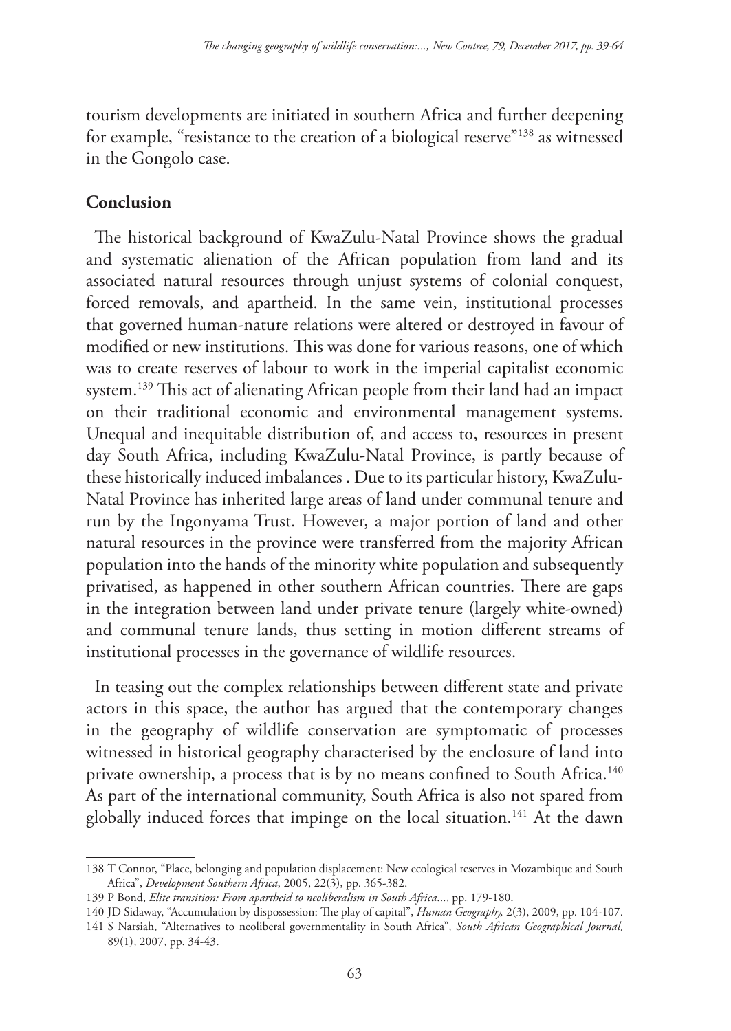tourism developments are initiated in southern Africa and further deepening for example, "resistance to the creation of a biological reserve"[138] as witnessed in the Gongolo case.

## Conclusion

The historical background of KwaZulu-Natal Province shows the gradual and systematic alienation of the African population from land and its associated natural resources through unjust systems of colonial conquest, forced removals, and apartheid. In the same vein, institutional processes that governed human-nature relations were altered or destroyed in favour of modified or new institutions. This was done for various reasons, one of which was to create reserves of labour to work in the imperial capitalist economic system.[139] This act of alienating African people from their land had an impact on their traditional economic and environmental management systems. Unequal and inequitable distribution of, and access to, resources in present day South Africa, including KwaZulu-Natal Province, is partly because of these historically induced imbalances . Due to its particular history, KwaZulu-Natal Province has inherited large areas of land under communal tenure and run by the Ingonyama Trust. However, a major portion of land and other natural resources in the province were transferred from the majority African population into the hands of the minority white population and subsequently privatised, as happened in other southern African countries. There are gaps in the integration between land under private tenure (largely white-owned) and communal tenure lands, thus setting in motion different streams of institutional processes in the governance of wildlife resources.

In teasing out the complex relationships between different state and private actors in this space, the author has argued that the contemporary changes in the geography of wildlife conservation are symptomatic of processes witnessed in historical geography characterised by the enclosure of land into private ownership, a process that is by no means confined to South Africa.[140] As part of the international community, South Africa is also not spared from globally induced forces that impinge on the local situation.[141] At the dawn

---

138 T Connor, "Place, belonging and population displacement: New ecological reserves in Mozambique and South Africa", *Development Southern Africa*, 2005, 22(3), pp. 365-382.

139 P Bond, *Elite transition: From apartheid to neoliberalism in South Africa*..., pp. 179-180.

140 JD Sidaway, "Accumulation by dispossession: The play of capital", *Human Geography,* 2(3), 2009, pp. 104-107.

141 S Narsiah, "Alternatives to neoliberal governmentality in South Africa", *South African Geographical Journal,* 89(1), 2007, pp. 34-43.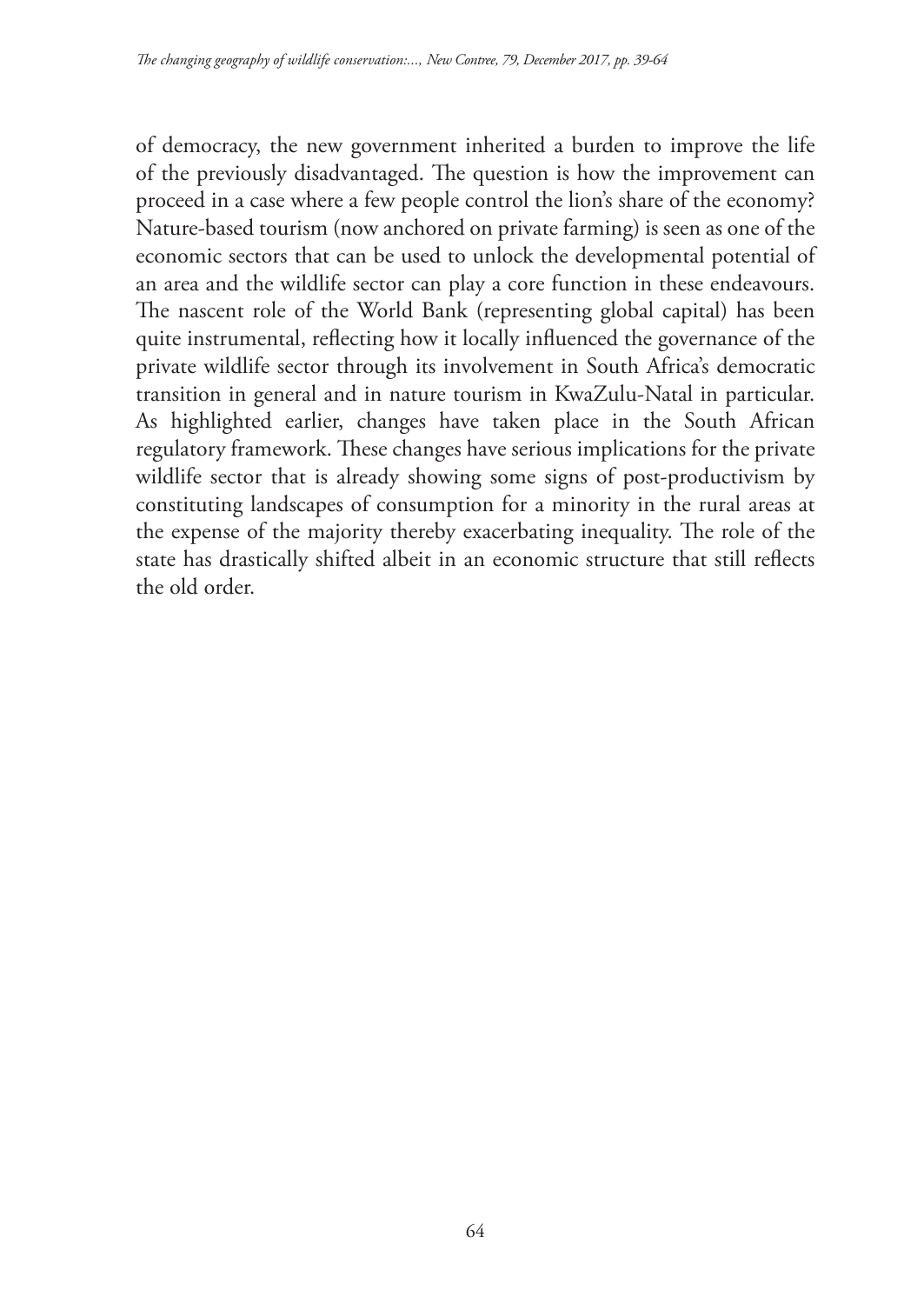of democracy, the new government inherited a burden to improve the life of the previously disadvantaged. The question is how the improvement can proceed in a case where a few people control the lion's share of the economy? Nature-based tourism (now anchored on private farming) is seen as one of the economic sectors that can be used to unlock the developmental potential of an area and the wildlife sector can play a core function in these endeavours. The nascent role of the World Bank (representing global capital) has been quite instrumental, reflecting how it locally influenced the governance of the private wildlife sector through its involvement in South Africa's democratic transition in general and in nature tourism in KwaZulu-Natal in particular. As highlighted earlier, changes have taken place in the South African regulatory framework. These changes have serious implications for the private wildlife sector that is already showing some signs of post-productivism by constituting landscapes of consumption for a minority in the rural areas at the expense of the majority thereby exacerbating inequality. The role of the state has drastically shifted albeit in an economic structure that still reflects the old order.